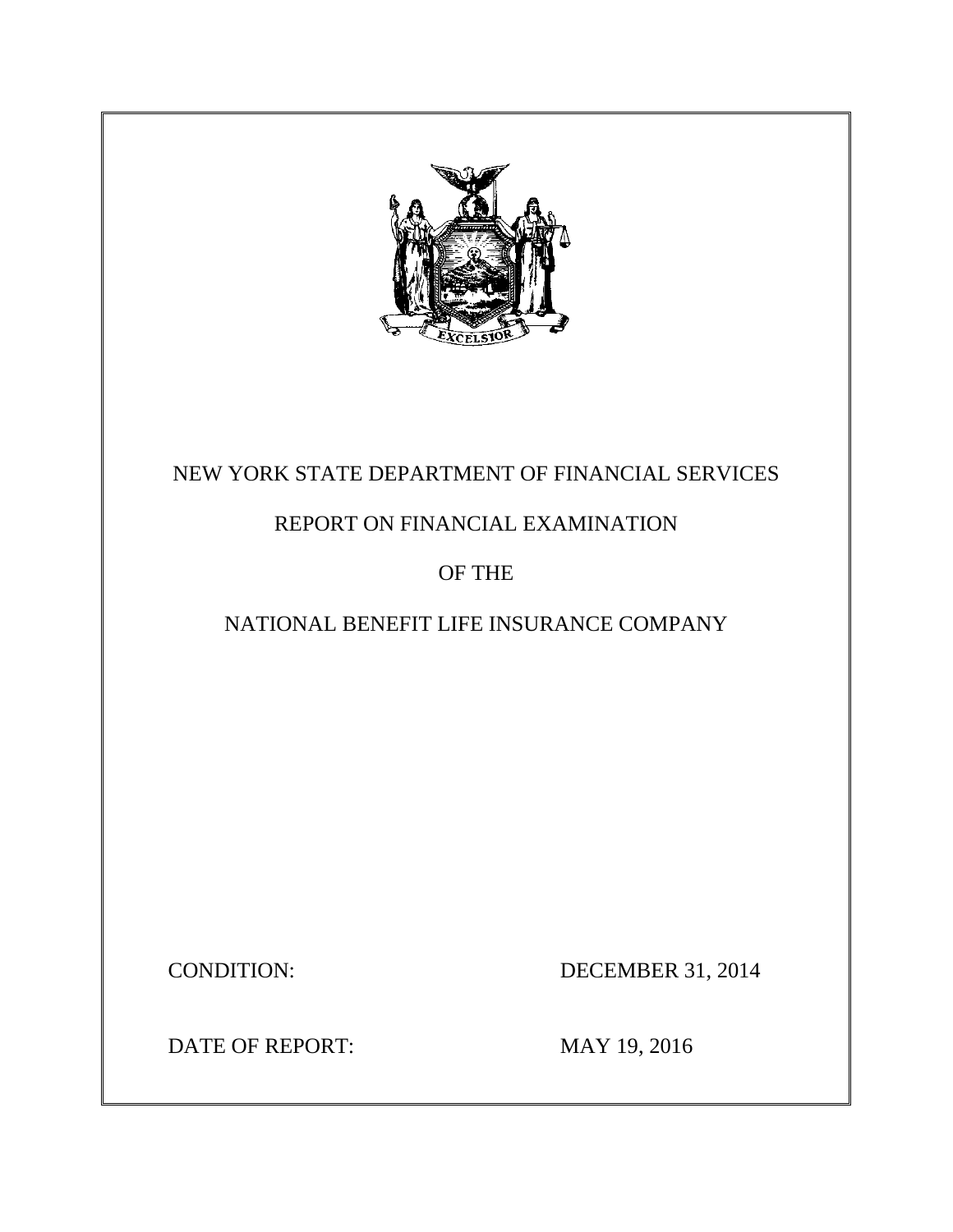# NEW YORK STATE DEPARTMENT OF FINANCIAL SERVICES

## REPORT ON FINANCIAL EXAMINATION

## OF THE

## NATIONAL BENEFIT LIFE INSURANCE COMPANY

CONDITION: DECEMBER 31, 2014

DATE OF REPORT: MAY 19, 2016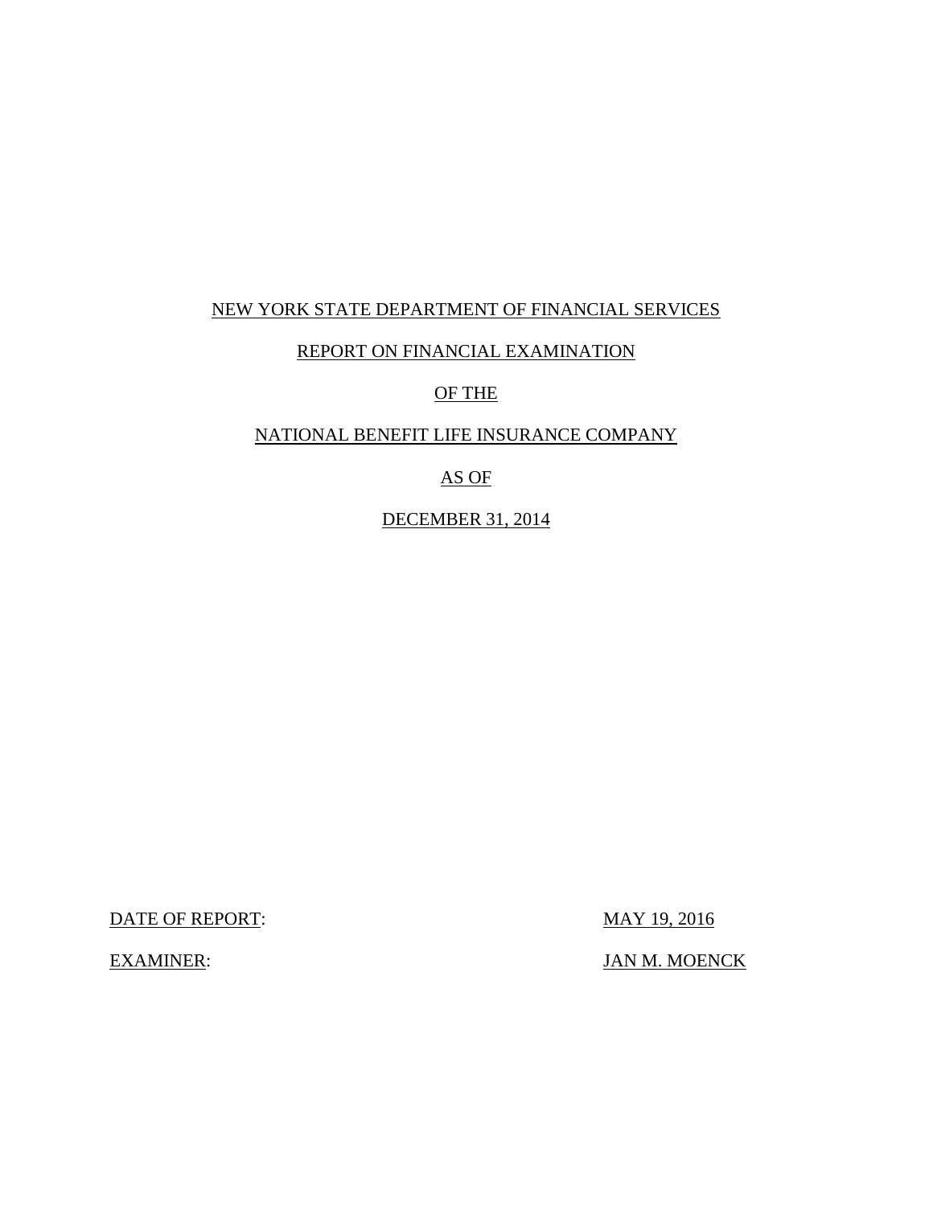NEW YORK STATE DEPARTMENT OF FINANCIAL SERVICES

REPORT ON FINANCIAL EXAMINATION

OF THE

NATIONAL BENEFIT LIFE INSURANCE COMPANY

AS OF

DECEMBER 31, 2014

DATE OF REPORT: MAY 19, 2016

EXAMINER: JAN M. MOENCK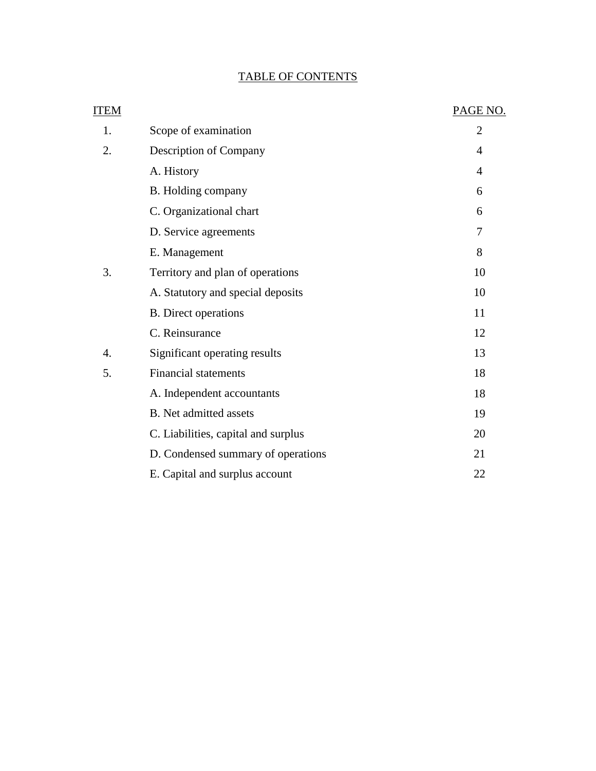# TABLE OF CONTENTS

| ITEM | | PAGE NO. |
|---|---|---|
| 1. | Scope of examination | 2 |
| 2. | Description of Company | 4 |
| | A. History | 4 |
| | B. Holding company | 6 |
| | C. Organizational chart | 6 |
| | D. Service agreements | 7 |
| | E. Management | 8 |
| 3. | Territory and plan of operations | 10 |
| | A. Statutory and special deposits | 10 |
| | B. Direct operations | 11 |
| | C. Reinsurance | 12 |
| 4. | Significant operating results | 13 |
| 5. | Financial statements | 18 |
| | A. Independent accountants | 18 |
| | B. Net admitted assets | 19 |
| | C. Liabilities, capital and surplus | 20 |
| | D. Condensed summary of operations | 21 |
| | E. Capital and surplus account | 22 |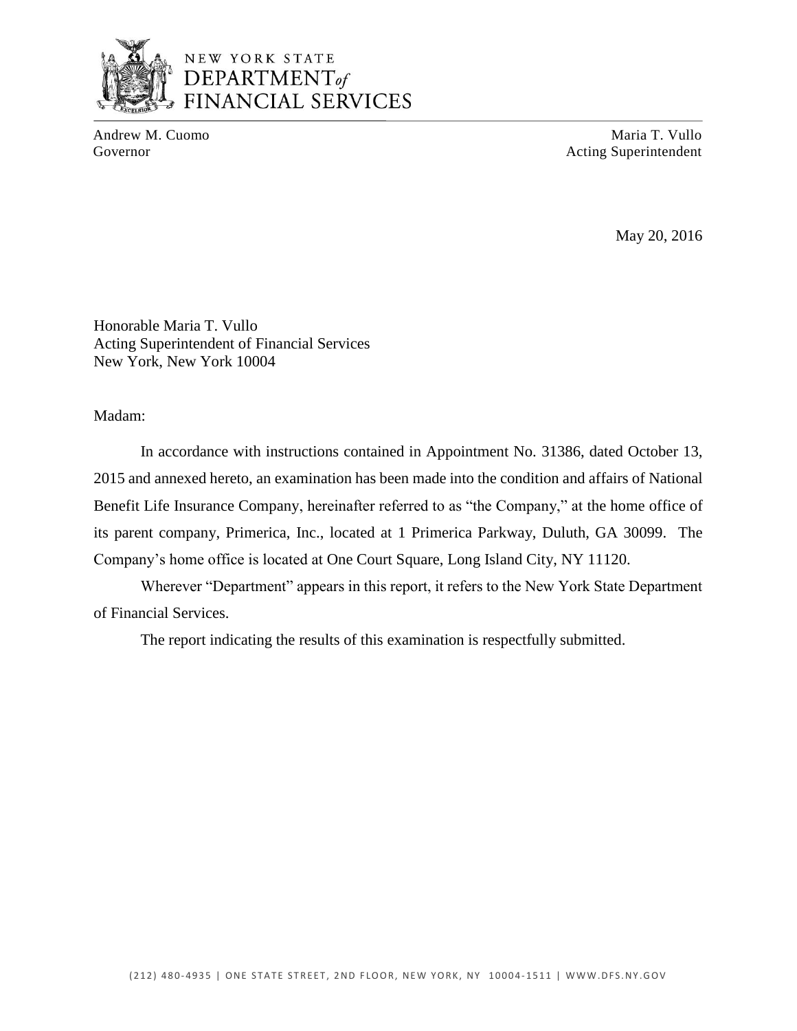NEW YORK STATE
DEPARTMENT *of*
FINANCIAL SERVICES

Andrew M. Cuomo
Governor

Maria T. Vullo
Acting Superintendent

May 20, 2016

Honorable Maria T. Vullo
Acting Superintendent of Financial Services
New York, New York 10004

Madam:

In accordance with instructions contained in Appointment No. 31386, dated October 13, 2015 and annexed hereto, an examination has been made into the condition and affairs of National Benefit Life Insurance Company, hereinafter referred to as "the Company," at the home office of its parent company, Primerica, Inc., located at 1 Primerica Parkway, Duluth, GA 30099. The Company's home office is located at One Court Square, Long Island City, NY 11120.

Wherever "Department" appears in this report, it refers to the New York State Department of Financial Services.

The report indicating the results of this examination is respectfully submitted.

(212) 480-4935 | ONE STATE STREET, 2ND FLOOR, NEW YORK, NY 10004-1511 | WWW.DFS.NY.GOV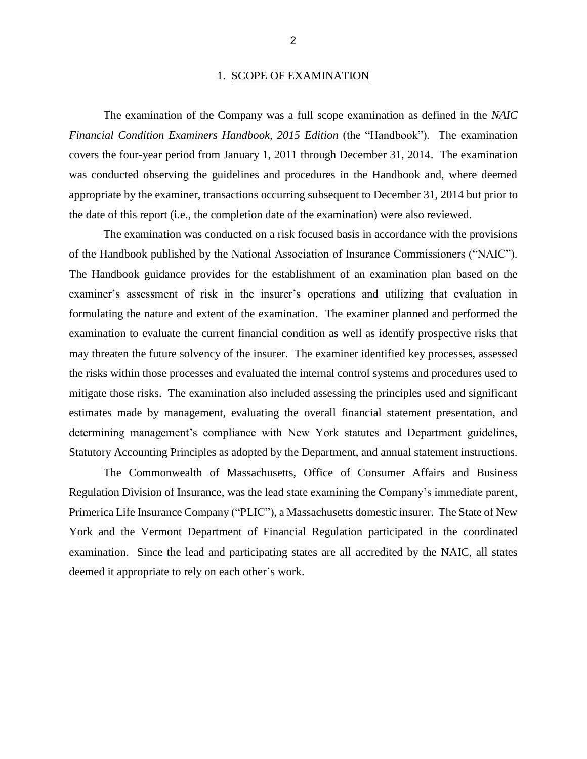## 1. SCOPE OF EXAMINATION

The examination of the Company was a full scope examination as defined in the *NAIC Financial Condition Examiners Handbook, 2015 Edition* (the "Handbook"). The examination covers the four-year period from January 1, 2011 through December 31, 2014. The examination was conducted observing the guidelines and procedures in the Handbook and, where deemed appropriate by the examiner, transactions occurring subsequent to December 31, 2014 but prior to the date of this report (i.e., the completion date of the examination) were also reviewed.

The examination was conducted on a risk focused basis in accordance with the provisions of the Handbook published by the National Association of Insurance Commissioners ("NAIC"). The Handbook guidance provides for the establishment of an examination plan based on the examiner's assessment of risk in the insurer's operations and utilizing that evaluation in formulating the nature and extent of the examination. The examiner planned and performed the examination to evaluate the current financial condition as well as identify prospective risks that may threaten the future solvency of the insurer. The examiner identified key processes, assessed the risks within those processes and evaluated the internal control systems and procedures used to mitigate those risks. The examination also included assessing the principles used and significant estimates made by management, evaluating the overall financial statement presentation, and determining management's compliance with New York statutes and Department guidelines, Statutory Accounting Principles as adopted by the Department, and annual statement instructions.

The Commonwealth of Massachusetts, Office of Consumer Affairs and Business Regulation Division of Insurance, was the lead state examining the Company's immediate parent, Primerica Life Insurance Company ("PLIC"), a Massachusetts domestic insurer. The State of New York and the Vermont Department of Financial Regulation participated in the coordinated examination. Since the lead and participating states are all accredited by the NAIC, all states deemed it appropriate to rely on each other's work.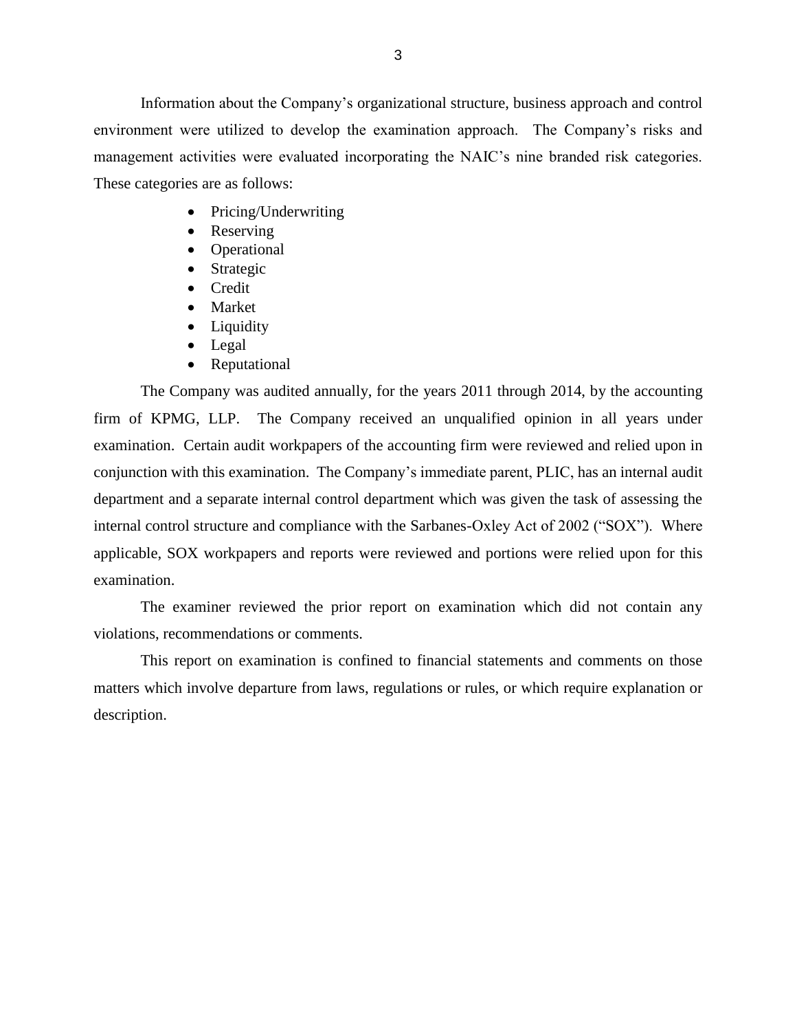Information about the Company's organizational structure, business approach and control environment were utilized to develop the examination approach. The Company's risks and management activities were evaluated incorporating the NAIC's nine branded risk categories. These categories are as follows:

- Pricing/Underwriting
- Reserving
- Operational
- Strategic
- Credit
- Market
- Liquidity
- Legal
- Reputational

The Company was audited annually, for the years 2011 through 2014, by the accounting firm of KPMG, LLP. The Company received an unqualified opinion in all years under examination. Certain audit workpapers of the accounting firm were reviewed and relied upon in conjunction with this examination. The Company's immediate parent, PLIC, has an internal audit department and a separate internal control department which was given the task of assessing the internal control structure and compliance with the Sarbanes-Oxley Act of 2002 ("SOX"). Where applicable, SOX workpapers and reports were reviewed and portions were relied upon for this examination.

The examiner reviewed the prior report on examination which did not contain any violations, recommendations or comments.

This report on examination is confined to financial statements and comments on those matters which involve departure from laws, regulations or rules, or which require explanation or description.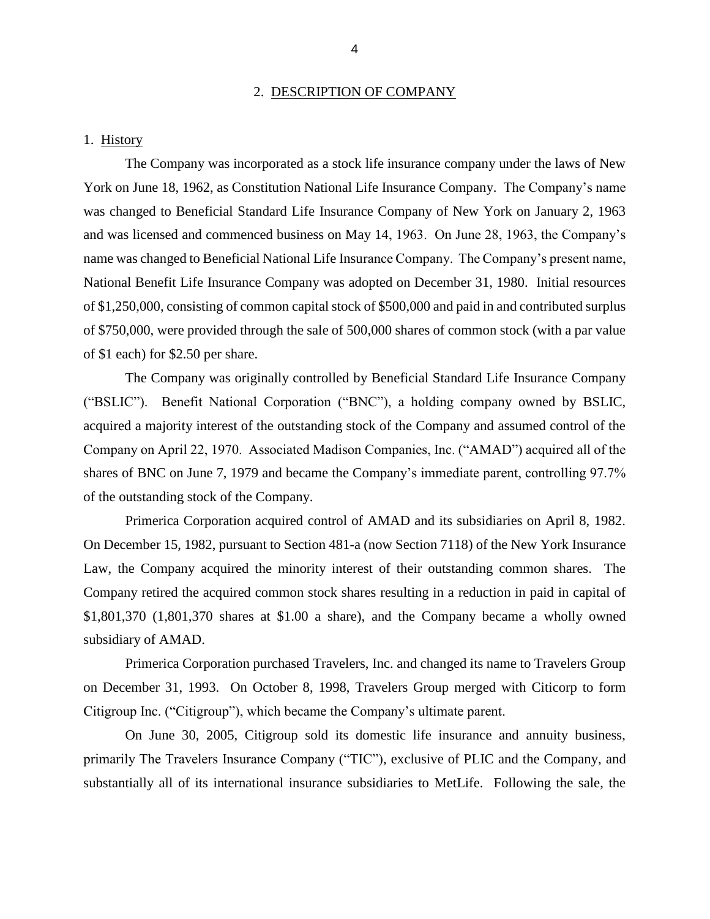## 2. DESCRIPTION OF COMPANY

### 1. History

The Company was incorporated as a stock life insurance company under the laws of New York on June 18, 1962, as Constitution National Life Insurance Company. The Company's name was changed to Beneficial Standard Life Insurance Company of New York on January 2, 1963 and was licensed and commenced business on May 14, 1963. On June 28, 1963, the Company's name was changed to Beneficial National Life Insurance Company. The Company's present name, National Benefit Life Insurance Company was adopted on December 31, 1980. Initial resources of $1,250,000, consisting of common capital stock of $500,000 and paid in and contributed surplus of $750,000, were provided through the sale of 500,000 shares of common stock (with a par value of $1 each) for $2.50 per share.

The Company was originally controlled by Beneficial Standard Life Insurance Company ("BSLIC"). Benefit National Corporation ("BNC"), a holding company owned by BSLIC, acquired a majority interest of the outstanding stock of the Company and assumed control of the Company on April 22, 1970. Associated Madison Companies, Inc. ("AMAD") acquired all of the shares of BNC on June 7, 1979 and became the Company's immediate parent, controlling 97.7% of the outstanding stock of the Company.

Primerica Corporation acquired control of AMAD and its subsidiaries on April 8, 1982. On December 15, 1982, pursuant to Section 481-a (now Section 7118) of the New York Insurance Law, the Company acquired the minority interest of their outstanding common shares. The Company retired the acquired common stock shares resulting in a reduction in paid in capital of $1,801,370 (1,801,370 shares at $1.00 a share), and the Company became a wholly owned subsidiary of AMAD.

Primerica Corporation purchased Travelers, Inc. and changed its name to Travelers Group on December 31, 1993. On October 8, 1998, Travelers Group merged with Citicorp to form Citigroup Inc. ("Citigroup"), which became the Company's ultimate parent.

On June 30, 2005, Citigroup sold its domestic life insurance and annuity business, primarily The Travelers Insurance Company ("TIC"), exclusive of PLIC and the Company, and substantially all of its international insurance subsidiaries to MetLife. Following the sale, the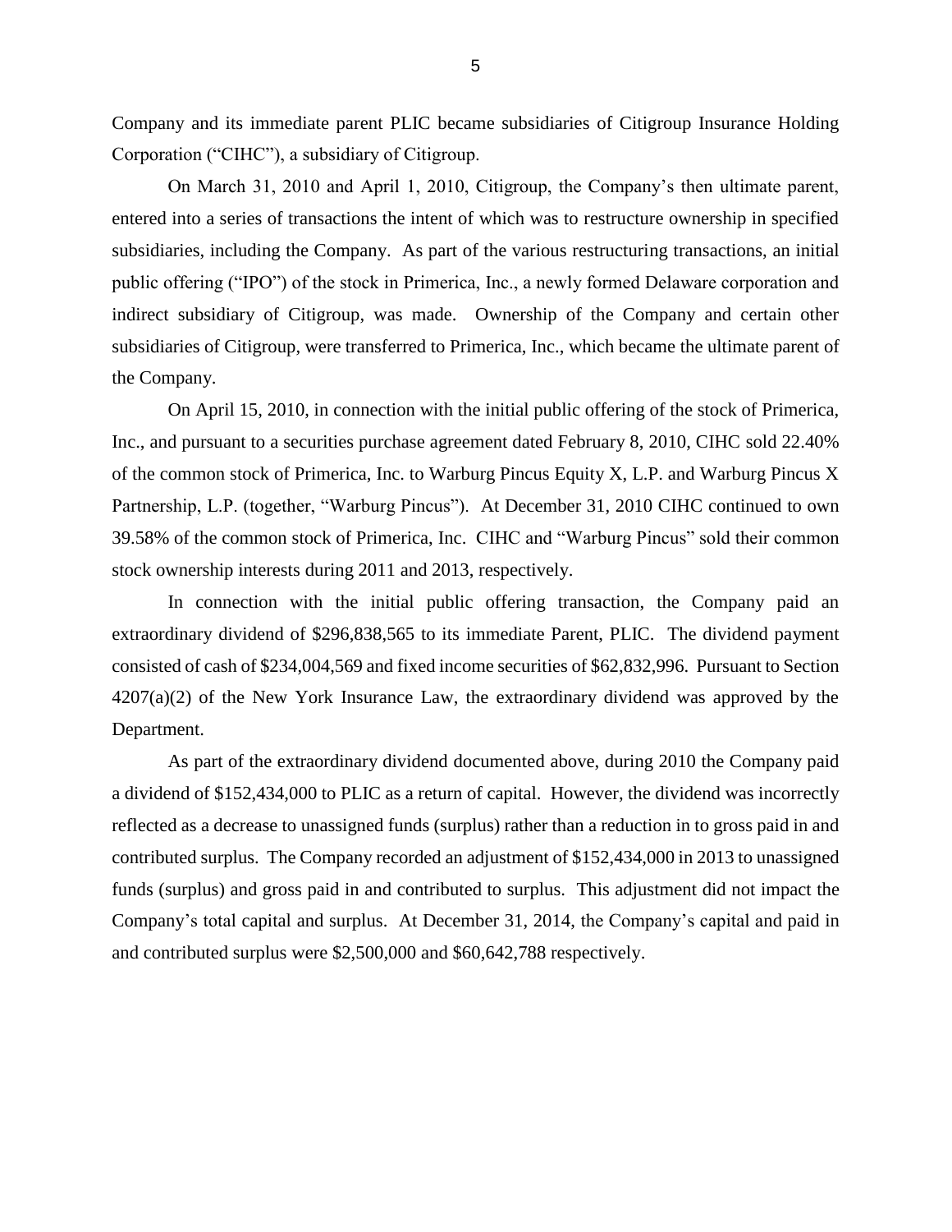Company and its immediate parent PLIC became subsidiaries of Citigroup Insurance Holding Corporation ("CIHC"), a subsidiary of Citigroup.

On March 31, 2010 and April 1, 2010, Citigroup, the Company's then ultimate parent, entered into a series of transactions the intent of which was to restructure ownership in specified subsidiaries, including the Company. As part of the various restructuring transactions, an initial public offering ("IPO") of the stock in Primerica, Inc., a newly formed Delaware corporation and indirect subsidiary of Citigroup, was made. Ownership of the Company and certain other subsidiaries of Citigroup, were transferred to Primerica, Inc., which became the ultimate parent of the Company.

On April 15, 2010, in connection with the initial public offering of the stock of Primerica, Inc., and pursuant to a securities purchase agreement dated February 8, 2010, CIHC sold 22.40% of the common stock of Primerica, Inc. to Warburg Pincus Equity X, L.P. and Warburg Pincus X Partnership, L.P. (together, "Warburg Pincus"). At December 31, 2010 CIHC continued to own 39.58% of the common stock of Primerica, Inc. CIHC and "Warburg Pincus" sold their common stock ownership interests during 2011 and 2013, respectively.

In connection with the initial public offering transaction, the Company paid an extraordinary dividend of $296,838,565 to its immediate Parent, PLIC. The dividend payment consisted of cash of $234,004,569 and fixed income securities of $62,832,996. Pursuant to Section 4207(a)(2) of the New York Insurance Law, the extraordinary dividend was approved by the Department.

As part of the extraordinary dividend documented above, during 2010 the Company paid a dividend of $152,434,000 to PLIC as a return of capital. However, the dividend was incorrectly reflected as a decrease to unassigned funds (surplus) rather than a reduction in to gross paid in and contributed surplus. The Company recorded an adjustment of $152,434,000 in 2013 to unassigned funds (surplus) and gross paid in and contributed to surplus. This adjustment did not impact the Company's total capital and surplus. At December 31, 2014, the Company's capital and paid in and contributed surplus were $2,500,000 and $60,642,788 respectively.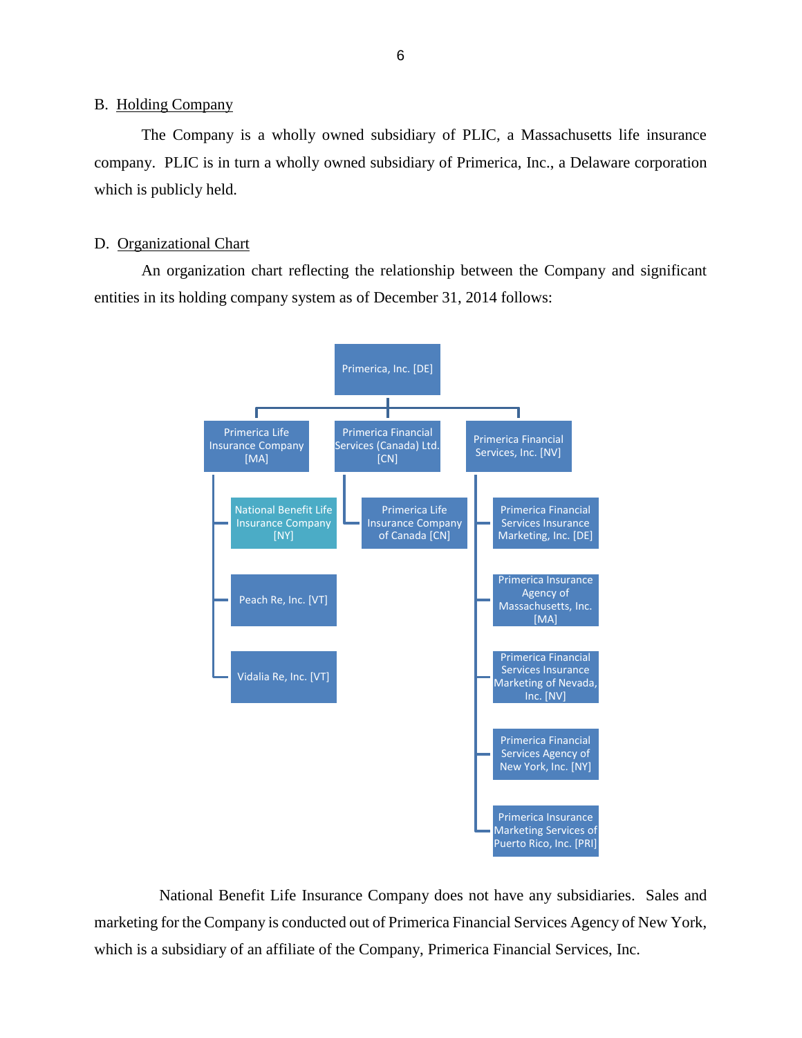## B. Holding Company

The Company is a wholly owned subsidiary of PLIC, a Massachusetts life insurance company. PLIC is in turn a wholly owned subsidiary of Primerica, Inc., a Delaware corporation which is publicly held.

## D. Organizational Chart

An organization chart reflecting the relationship between the Company and significant entities in its holding company system as of December 31, 2014 follows:

- Primerica, Inc. [DE]
  - Primerica Life Insurance Company [MA]
    - National Benefit Life Insurance Company [NY]
    - Peach Re, Inc. [VT]
    - Vidalia Re, Inc. [VT]
  - Primerica Financial Services (Canada) Ltd. [CN]
    - Primerica Life Insurance Company of Canada [CN]
  - Primerica Financial Services, Inc. [NV]
    - Primerica Financial Services Insurance Marketing, Inc. [DE]
    - Primerica Insurance Agency of Massachusetts, Inc. [MA]
    - Primerica Financial Services Insurance Marketing of Nevada, Inc. [NV]
    - Primerica Financial Services Agency of New York, Inc. [NY]
    - Primerica Insurance Marketing Services of Puerto Rico, Inc. [PRI]

National Benefit Life Insurance Company does not have any subsidiaries. Sales and marketing for the Company is conducted out of Primerica Financial Services Agency of New York, which is a subsidiary of an affiliate of the Company, Primerica Financial Services, Inc.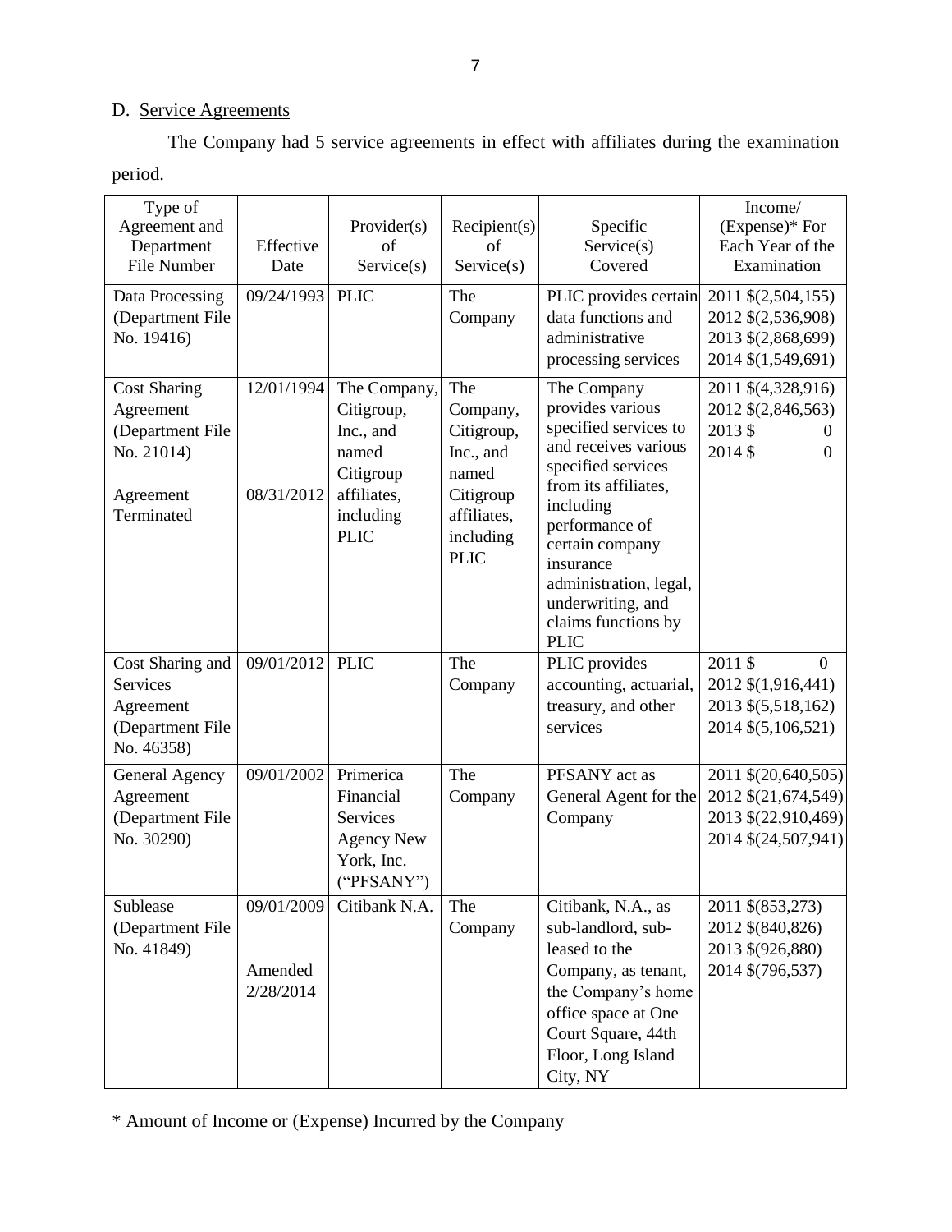D. Service Agreements

The Company had 5 service agreements in effect with affiliates during the examination period.

| Type of Agreement and Department File Number | Effective Date | Provider(s) of Service(s) | Recipient(s) of Service(s) | Specific Service(s) Covered | Income/ (Expense)* For Each Year of the Examination |
|---|---|---|---|---|---|
| Data Processing (Department File No. 19416) | 09/24/1993 | PLIC | The Company | PLIC provides certain data functions and administrative processing services | 2011 $(2,504,155)<br>2012 $(2,536,908)<br>2013 $(2,868,699)<br>2014 $(1,549,691) |
| Cost Sharing Agreement (Department File No. 21014)<br><br>Agreement Terminated | 12/01/1994<br><br>08/31/2012 | The Company, Citigroup, Inc., and named Citigroup affiliates, including PLIC | The Company, Citigroup, Inc., and named Citigroup affiliates, including PLIC | The Company provides various specified services to and receives various specified services from its affiliates, including performance of certain company insurance administration, legal, underwriting, and claims functions by PLIC | 2011 $(4,328,916)<br>2012 $(2,846,563)<br>2013 $ 0<br>2014 $ 0 |
| Cost Sharing and Services Agreement (Department File No. 46358) | 09/01/2012 | PLIC | The Company | PLIC provides accounting, actuarial, treasury, and other services | 2011 $ 0<br>2012 $(1,916,441)<br>2013 $(5,518,162)<br>2014 $(5,106,521) |
| General Agency Agreement (Department File No. 30290) | 09/01/2002 | Primerica Financial Services Agency New York, Inc. ("PFSANY") | The Company | PFSANY act as General Agent for the Company | 2011 $(20,640,505)<br>2012 $(21,674,549)<br>2013 $(22,910,469)<br>2014 $(24,507,941) |
| Sublease (Department File No. 41849) | 09/01/2009<br><br>Amended 2/28/2014 | Citibank N.A. | The Company | Citibank, N.A., as sub-landlord, sub-leased to the Company, as tenant, the Company's home office space at One Court Square, 44th Floor, Long Island City, NY | 2011 $(853,273)<br>2012 $(840,826)<br>2013 $(926,880)<br>2014 $(796,537) |

\* Amount of Income or (Expense) Incurred by the Company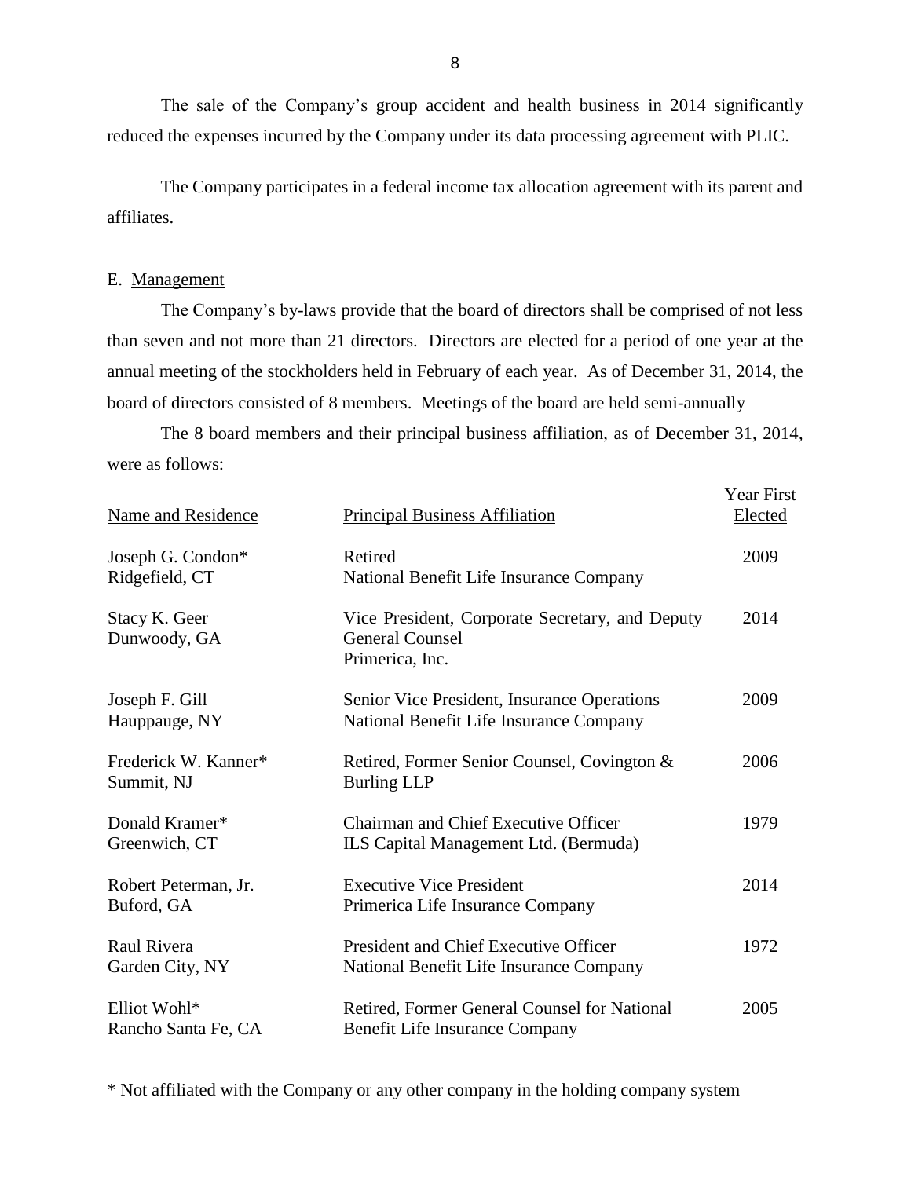The sale of the Company's group accident and health business in 2014 significantly reduced the expenses incurred by the Company under its data processing agreement with PLIC.

The Company participates in a federal income tax allocation agreement with its parent and affiliates.

## E. Management

The Company's by-laws provide that the board of directors shall be comprised of not less than seven and not more than 21 directors. Directors are elected for a period of one year at the annual meeting of the stockholders held in February of each year. As of December 31, 2014, the board of directors consisted of 8 members. Meetings of the board are held semi-annually

The 8 board members and their principal business affiliation, as of December 31, 2014, were as follows:

| Name and Residence | Principal Business Affiliation | Year First Elected |
|---|---|---|
| Joseph G. Condon*<br>Ridgefield, CT | Retired<br>National Benefit Life Insurance Company | 2009 |
| Stacy K. Geer<br>Dunwoody, GA | Vice President, Corporate Secretary, and Deputy General Counsel<br>Primerica, Inc. | 2014 |
| Joseph F. Gill<br>Hauppauge, NY | Senior Vice President, Insurance Operations<br>National Benefit Life Insurance Company | 2009 |
| Frederick W. Kanner*<br>Summit, NJ | Retired, Former Senior Counsel, Covington & Burling LLP | 2006 |
| Donald Kramer*<br>Greenwich, CT | Chairman and Chief Executive Officer<br>ILS Capital Management Ltd. (Bermuda) | 1979 |
| Robert Peterman, Jr.<br>Buford, GA | Executive Vice President<br>Primerica Life Insurance Company | 2014 |
| Raul Rivera<br>Garden City, NY | President and Chief Executive Officer<br>National Benefit Life Insurance Company | 1972 |
| Elliot Wohl*<br>Rancho Santa Fe, CA | Retired, Former General Counsel for National Benefit Life Insurance Company | 2005 |

\* Not affiliated with the Company or any other company in the holding company system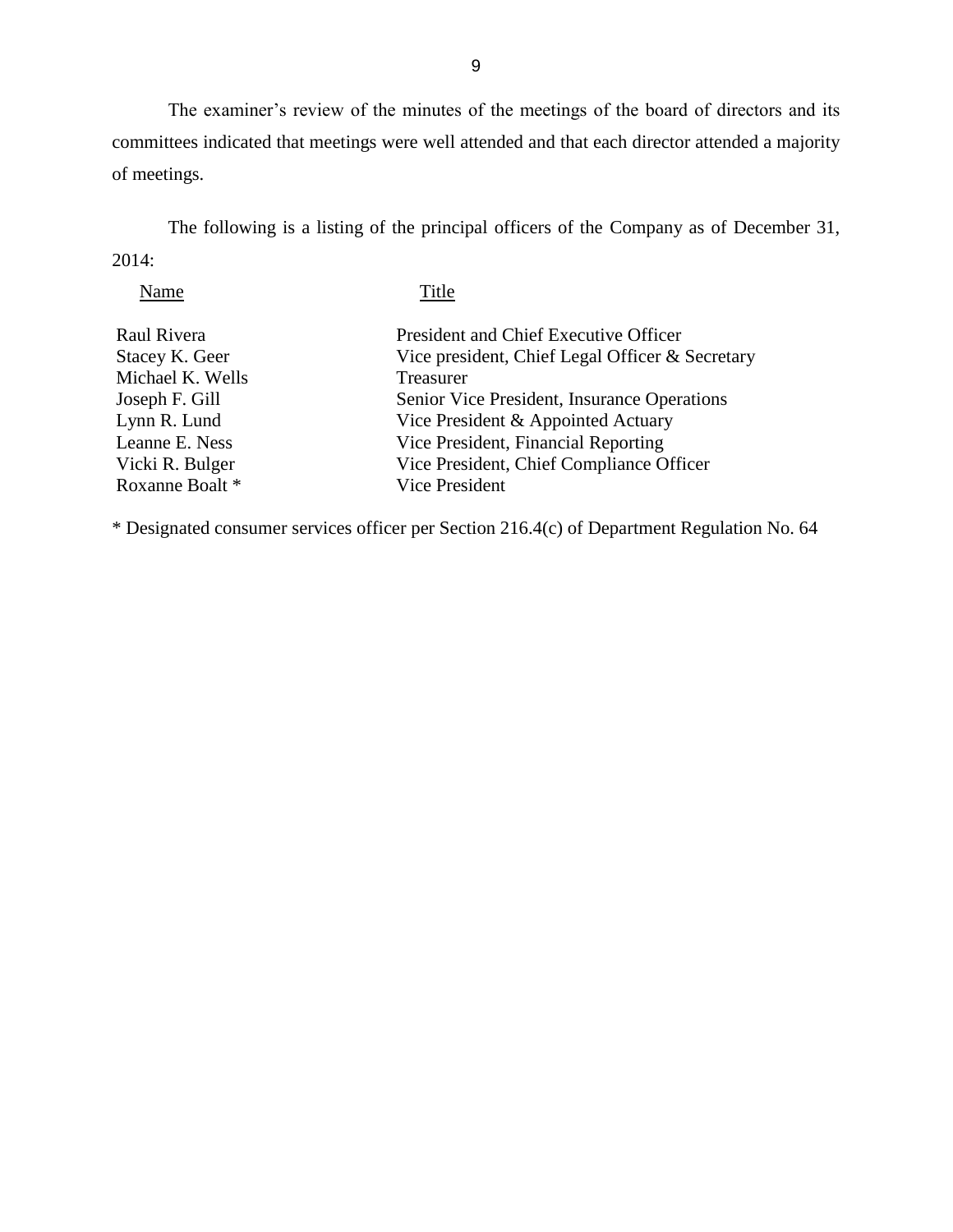The examiner's review of the minutes of the meetings of the board of directors and its committees indicated that meetings were well attended and that each director attended a majority of meetings.

The following is a listing of the principal officers of the Company as of December 31, 2014:

| Name | Title |
|---|---|
| Raul Rivera | President and Chief Executive Officer |
| Stacey K. Geer | Vice president, Chief Legal Officer & Secretary |
| Michael K. Wells | Treasurer |
| Joseph F. Gill | Senior Vice President, Insurance Operations |
| Lynn R. Lund | Vice President & Appointed Actuary |
| Leanne E. Ness | Vice President, Financial Reporting |
| Vicki R. Bulger | Vice President, Chief Compliance Officer |
| Roxanne Boalt * | Vice President |

* Designated consumer services officer per Section 216.4(c) of Department Regulation No. 64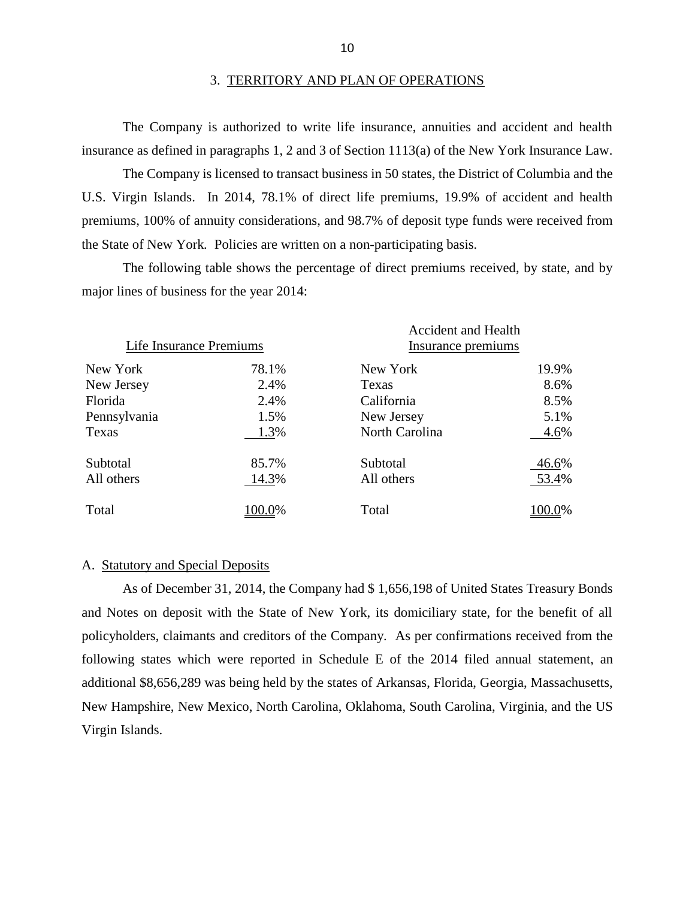## 3. TERRITORY AND PLAN OF OPERATIONS

The Company is authorized to write life insurance, annuities and accident and health insurance as defined in paragraphs 1, 2 and 3 of Section 1113(a) of the New York Insurance Law.

The Company is licensed to transact business in 50 states, the District of Columbia and the U.S. Virgin Islands. In 2014, 78.1% of direct life premiums, 19.9% of accident and health premiums, 100% of annuity considerations, and 98.7% of deposit type funds were received from the State of New York. Policies are written on a non-participating basis.

The following table shows the percentage of direct premiums received, by state, and by major lines of business for the year 2014:

| Life Insurance Premiums | | Accident and Health Insurance premiums | |
|---|---|---|---|
| New York | 78.1% | New York | 19.9% |
| New Jersey | 2.4% | Texas | 8.6% |
| Florida | 2.4% | California | 8.5% |
| Pennsylvania | 1.5% | New Jersey | 5.1% |
| Texas | 1.3% | North Carolina | 4.6% |
| Subtotal | 85.7% | Subtotal | 46.6% |
| All others | 14.3% | All others | 53.4% |
| Total | 100.0% | Total | 100.0% |

A. Statutory and Special Deposits

As of December 31, 2014, the Company had $ 1,656,198 of United States Treasury Bonds and Notes on deposit with the State of New York, its domiciliary state, for the benefit of all policyholders, claimants and creditors of the Company. As per confirmations received from the following states which were reported in Schedule E of the 2014 filed annual statement, an additional $8,656,289 was being held by the states of Arkansas, Florida, Georgia, Massachusetts, New Hampshire, New Mexico, North Carolina, Oklahoma, South Carolina, Virginia, and the US Virgin Islands.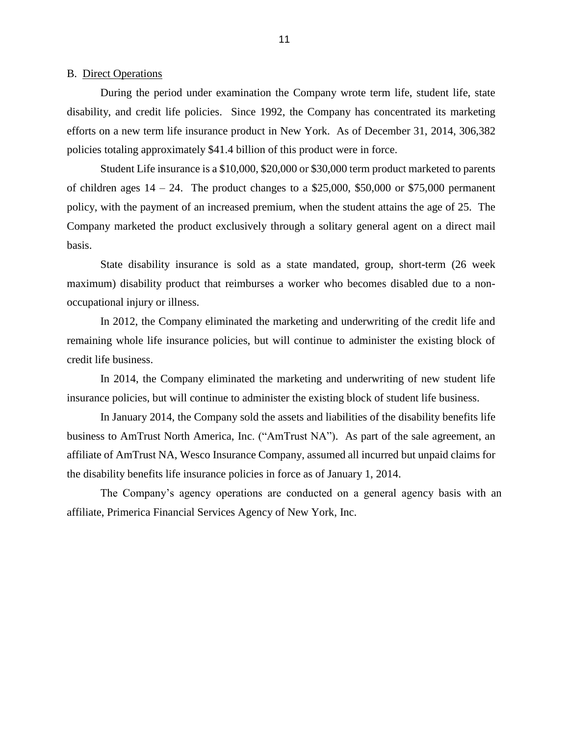## B. <u>Direct Operations</u>

During the period under examination the Company wrote term life, student life, state disability, and credit life policies. Since 1992, the Company has concentrated its marketing efforts on a new term life insurance product in New York. As of December 31, 2014, 306,382 policies totaling approximately $41.4 billion of this product were in force.

Student Life insurance is a $10,000, $20,000 or $30,000 term product marketed to parents of children ages 14 – 24. The product changes to a $25,000, $50,000 or $75,000 permanent policy, with the payment of an increased premium, when the student attains the age of 25. The Company marketed the product exclusively through a solitary general agent on a direct mail basis.

State disability insurance is sold as a state mandated, group, short-term (26 week maximum) disability product that reimburses a worker who becomes disabled due to a non-occupational injury or illness.

In 2012, the Company eliminated the marketing and underwriting of the credit life and remaining whole life insurance policies, but will continue to administer the existing block of credit life business.

In 2014, the Company eliminated the marketing and underwriting of new student life insurance policies, but will continue to administer the existing block of student life business.

In January 2014, the Company sold the assets and liabilities of the disability benefits life business to AmTrust North America, Inc. ("AmTrust NA"). As part of the sale agreement, an affiliate of AmTrust NA, Wesco Insurance Company, assumed all incurred but unpaid claims for the disability benefits life insurance policies in force as of January 1, 2014.

The Company's agency operations are conducted on a general agency basis with an affiliate, Primerica Financial Services Agency of New York, Inc.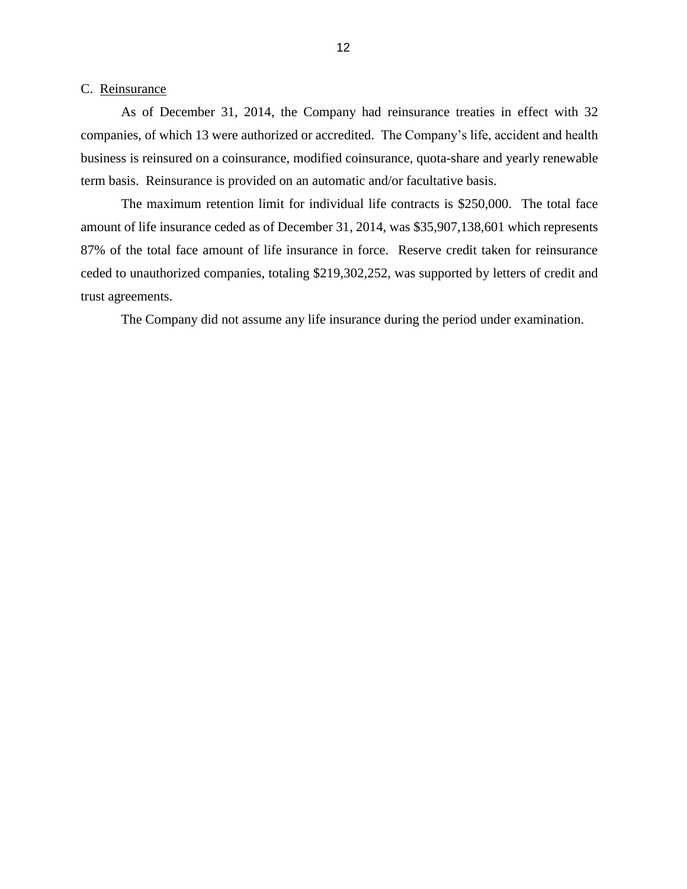C. Reinsurance

As of December 31, 2014, the Company had reinsurance treaties in effect with 32 companies, of which 13 were authorized or accredited. The Company's life, accident and health business is reinsured on a coinsurance, modified coinsurance, quota-share and yearly renewable term basis. Reinsurance is provided on an automatic and/or facultative basis.

The maximum retention limit for individual life contracts is $250,000. The total face amount of life insurance ceded as of December 31, 2014, was $35,907,138,601 which represents 87% of the total face amount of life insurance in force. Reserve credit taken for reinsurance ceded to unauthorized companies, totaling $219,302,252, was supported by letters of credit and trust agreements.

The Company did not assume any life insurance during the period under examination.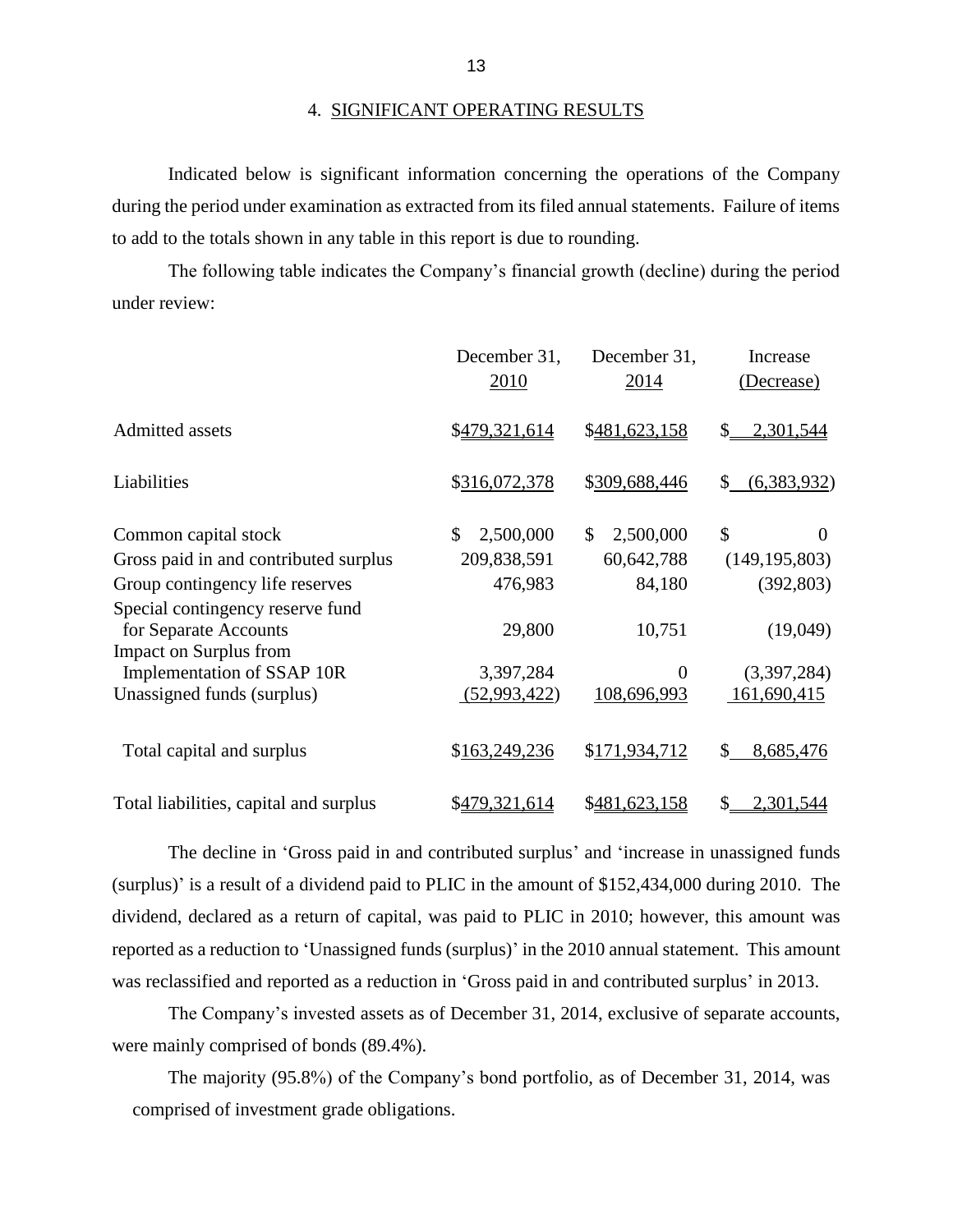## 4. SIGNIFICANT OPERATING RESULTS

Indicated below is significant information concerning the operations of the Company during the period under examination as extracted from its filed annual statements. Failure of items to add to the totals shown in any table in this report is due to rounding.

The following table indicates the Company's financial growth (decline) during the period under review:

| | December 31, 2010 | December 31, 2014 | Increase (Decrease) |
|---|---|---|---|
| Admitted assets | $479,321,614 | $481,623,158 | $ 2,301,544 |
| Liabilities | $316,072,378 | $309,688,446 | $ (6,383,932) |
| Common capital stock | $ 2,500,000 | $ 2,500,000 | $ 0 |
| Gross paid in and contributed surplus | 209,838,591 | 60,642,788 | (149,195,803) |
| Group contingency life reserves | 476,983 | 84,180 | (392,803) |
| Special contingency reserve fund for Separate Accounts | 29,800 | 10,751 | (19,049) |
| Impact on Surplus from Implementation of SSAP 10R | 3,397,284 | 0 | (3,397,284) |
| Unassigned funds (surplus) | (52,993,422) | 108,696,993 | 161,690,415 |
| Total capital and surplus | $163,249,236 | $171,934,712 | $ 8,685,476 |
| Total liabilities, capital and surplus | $479,321,614 | $481,623,158 | $ 2,301,544 |

The decline in 'Gross paid in and contributed surplus' and 'increase in unassigned funds (surplus)' is a result of a dividend paid to PLIC in the amount of $152,434,000 during 2010. The dividend, declared as a return of capital, was paid to PLIC in 2010; however, this amount was reported as a reduction to 'Unassigned funds (surplus)' in the 2010 annual statement. This amount was reclassified and reported as a reduction in 'Gross paid in and contributed surplus' in 2013.

The Company's invested assets as of December 31, 2014, exclusive of separate accounts, were mainly comprised of bonds (89.4%).

The majority (95.8%) of the Company's bond portfolio, as of December 31, 2014, was comprised of investment grade obligations.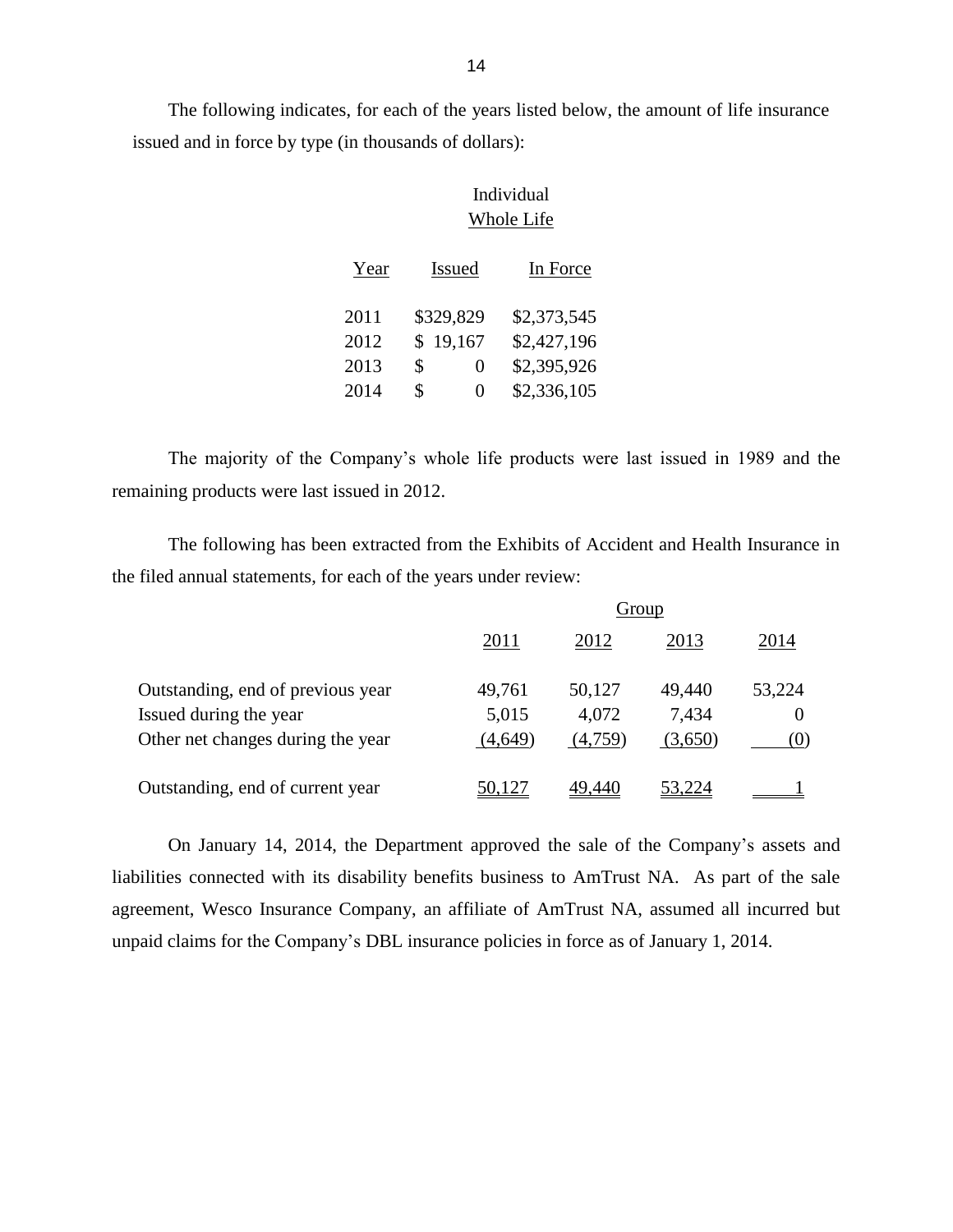The following indicates, for each of the years listed below, the amount of life insurance issued and in force by type (in thousands of dollars):

| | Individual Whole Life | |
|---|---|---|
| Year | Issued | In Force |
| 2011 | $329,829 | $2,373,545 |
| 2012 | $ 19,167 | $2,427,196 |
| 2013 | $ 0 | $2,395,926 |
| 2014 | $ 0 | $2,336,105 |

The majority of the Company's whole life products were last issued in 1989 and the remaining products were last issued in 2012.

The following has been extracted from the Exhibits of Accident and Health Insurance in the filed annual statements, for each of the years under review:

| | Group | | | |
|---|---|---|---|---|
| | 2011 | 2012 | 2013 | 2014 |
| Outstanding, end of previous year | 49,761 | 50,127 | 49,440 | 53,224 |
| Issued during the year | 5,015 | 4,072 | 7,434 | 0 |
| Other net changes during the year | (4,649) | (4,759) | (3,650) | (0) |
| Outstanding, end of current year | 50,127 | 49,440 | 53,224 | 1 |

On January 14, 2014, the Department approved the sale of the Company's assets and liabilities connected with its disability benefits business to AmTrust NA. As part of the sale agreement, Wesco Insurance Company, an affiliate of AmTrust NA, assumed all incurred but unpaid claims for the Company's DBL insurance policies in force as of January 1, 2014.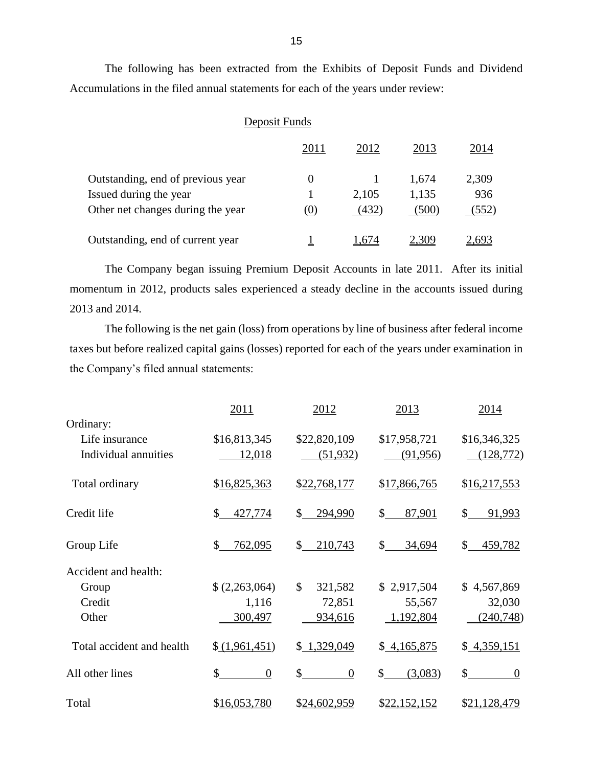The following has been extracted from the Exhibits of Deposit Funds and Dividend Accumulations in the filed annual statements for each of the years under review:

Deposit Funds

| | 2011 | 2012 | 2013 | 2014 |
|---|---|---|---|---|
| Outstanding, end of previous year | 0 | 1 | 1,674 | 2,309 |
| Issued during the year | 1 | 2,105 | 1,135 | 936 |
| Other net changes during the year | (0) | (432) | (500) | (552) |
| Outstanding, end of current year | 1 | 1,674 | 2,309 | 2,693 |

The Company began issuing Premium Deposit Accounts in late 2011. After its initial momentum in 2012, products sales experienced a steady decline in the accounts issued during 2013 and 2014.

The following is the net gain (loss) from operations by line of business after federal income taxes but before realized capital gains (losses) reported for each of the years under examination in the Company's filed annual statements:

| | 2011 | 2012 | 2013 | 2014 |
|---|---|---|---|---|
| Ordinary: | | | | |
| Life insurance | $16,813,345 | $22,820,109 | $17,958,721 | $16,346,325 |
| Individual annuities | 12,018 | (51,932) | (91,956) | (128,772) |
| Total ordinary | $16,825,363 | $22,768,177 | $17,866,765 | $16,217,553 |
| Credit life | $ 427,774 | $ 294,990 | $ 87,901 | $ 91,993 |
| Group Life | $ 762,095 | $ 210,743 | $ 34,694 | $ 459,782 |
| Accident and health: | | | | |
| Group | $ (2,263,064) | $ 321,582 | $ 2,917,504 | $ 4,567,869 |
| Credit | 1,116 | 72,851 | 55,567 | 32,030 |
| Other | 300,497 | 934,616 | 1,192,804 | (240,748) |
| Total accident and health | $ (1,961,451) | $ 1,329,049 | $ 4,165,875 | $ 4,359,151 |
| All other lines | $ 0 | $ 0 | $ (3,083) | $ 0 |
| Total | $16,053,780 | $24,602,959 | $22,152,152 | $21,128,479 |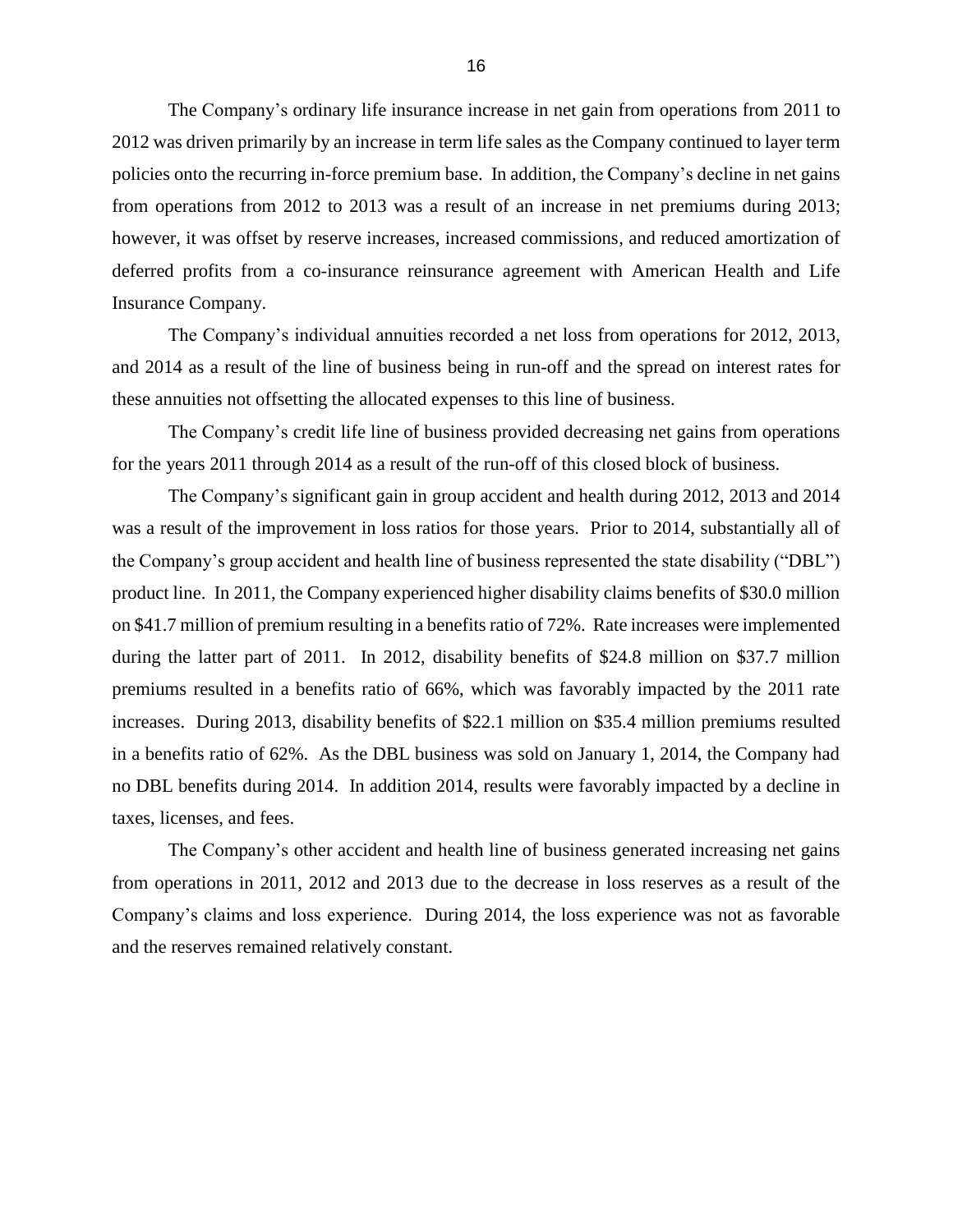The Company's ordinary life insurance increase in net gain from operations from 2011 to 2012 was driven primarily by an increase in term life sales as the Company continued to layer term policies onto the recurring in-force premium base. In addition, the Company's decline in net gains from operations from 2012 to 2013 was a result of an increase in net premiums during 2013; however, it was offset by reserve increases, increased commissions, and reduced amortization of deferred profits from a co-insurance reinsurance agreement with American Health and Life Insurance Company.

The Company's individual annuities recorded a net loss from operations for 2012, 2013, and 2014 as a result of the line of business being in run-off and the spread on interest rates for these annuities not offsetting the allocated expenses to this line of business.

The Company's credit life line of business provided decreasing net gains from operations for the years 2011 through 2014 as a result of the run-off of this closed block of business.

The Company's significant gain in group accident and health during 2012, 2013 and 2014 was a result of the improvement in loss ratios for those years. Prior to 2014, substantially all of the Company's group accident and health line of business represented the state disability ("DBL") product line. In 2011, the Company experienced higher disability claims benefits of $30.0 million on $41.7 million of premium resulting in a benefits ratio of 72%. Rate increases were implemented during the latter part of 2011. In 2012, disability benefits of $24.8 million on $37.7 million premiums resulted in a benefits ratio of 66%, which was favorably impacted by the 2011 rate increases. During 2013, disability benefits of $22.1 million on $35.4 million premiums resulted in a benefits ratio of 62%. As the DBL business was sold on January 1, 2014, the Company had no DBL benefits during 2014. In addition 2014, results were favorably impacted by a decline in taxes, licenses, and fees.

The Company's other accident and health line of business generated increasing net gains from operations in 2011, 2012 and 2013 due to the decrease in loss reserves as a result of the Company's claims and loss experience. During 2014, the loss experience was not as favorable and the reserves remained relatively constant.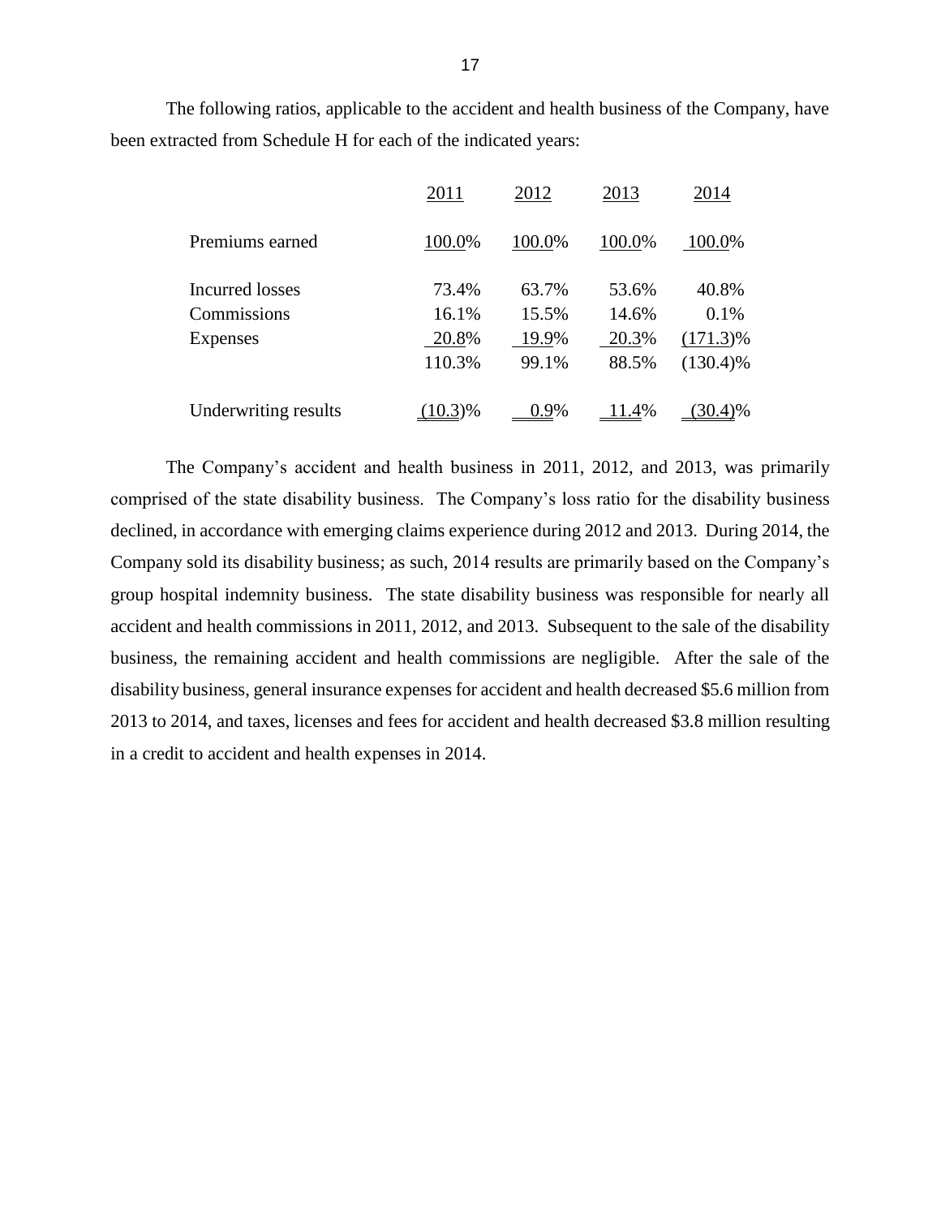The following ratios, applicable to the accident and health business of the Company, have been extracted from Schedule H for each of the indicated years:

| | 2011 | 2012 | 2013 | 2014 |
|---|---|---|---|---|
| Premiums earned | 100.0% | 100.0% | 100.0% | 100.0% |
| Incurred losses | 73.4% | 63.7% | 53.6% | 40.8% |
| Commissions | 16.1% | 15.5% | 14.6% | 0.1% |
| Expenses | 20.8% | 19.9% | 20.3% | (171.3)% |
| | 110.3% | 99.1% | 88.5% | (130.4)% |
| Underwriting results | (10.3)% | 0.9% | 11.4% | (30.4)% |

The Company's accident and health business in 2011, 2012, and 2013, was primarily comprised of the state disability business. The Company's loss ratio for the disability business declined, in accordance with emerging claims experience during 2012 and 2013. During 2014, the Company sold its disability business; as such, 2014 results are primarily based on the Company's group hospital indemnity business. The state disability business was responsible for nearly all accident and health commissions in 2011, 2012, and 2013. Subsequent to the sale of the disability business, the remaining accident and health commissions are negligible. After the sale of the disability business, general insurance expenses for accident and health decreased $5.6 million from 2013 to 2014, and taxes, licenses and fees for accident and health decreased $3.8 million resulting in a credit to accident and health expenses in 2014.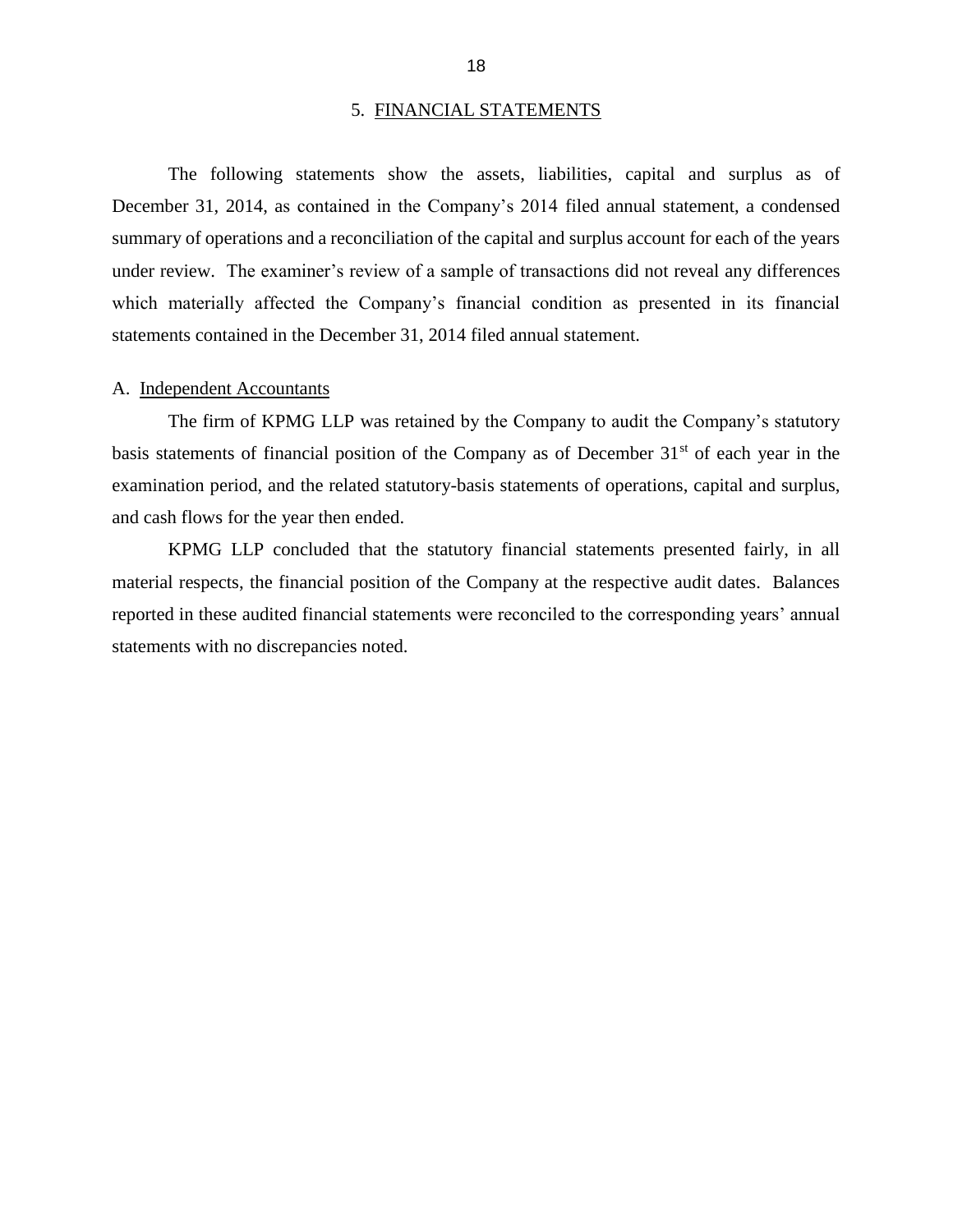## 5. FINANCIAL STATEMENTS

The following statements show the assets, liabilities, capital and surplus as of December 31, 2014, as contained in the Company's 2014 filed annual statement, a condensed summary of operations and a reconciliation of the capital and surplus account for each of the years under review. The examiner's review of a sample of transactions did not reveal any differences which materially affected the Company's financial condition as presented in its financial statements contained in the December 31, 2014 filed annual statement.

### A. Independent Accountants

The firm of KPMG LLP was retained by the Company to audit the Company's statutory basis statements of financial position of the Company as of December 31st of each year in the examination period, and the related statutory-basis statements of operations, capital and surplus, and cash flows for the year then ended.

KPMG LLP concluded that the statutory financial statements presented fairly, in all material respects, the financial position of the Company at the respective audit dates. Balances reported in these audited financial statements were reconciled to the corresponding years' annual statements with no discrepancies noted.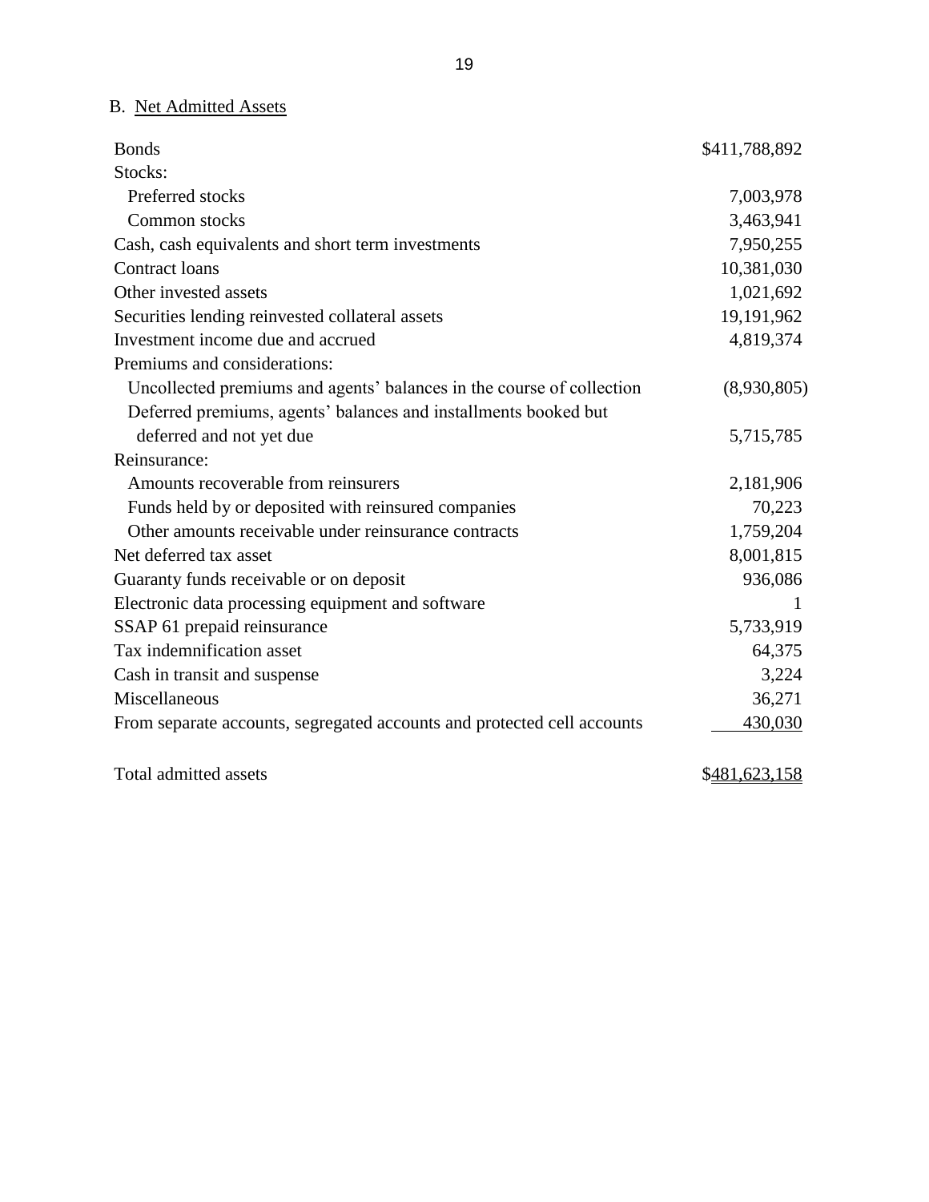B. Net Admitted Assets

| | |
|---|---:|
| Bonds | $411,788,892 |
| Stocks: | |
| Preferred stocks | 7,003,978 |
| Common stocks | 3,463,941 |
| Cash, cash equivalents and short term investments | 7,950,255 |
| Contract loans | 10,381,030 |
| Other invested assets | 1,021,692 |
| Securities lending reinvested collateral assets | 19,191,962 |
| Investment income due and accrued | 4,819,374 |
| Premiums and considerations: | |
| Uncollected premiums and agents' balances in the course of collection | (8,930,805) |
| Deferred premiums, agents' balances and installments booked but deferred and not yet due | 5,715,785 |
| Reinsurance: | |
| Amounts recoverable from reinsurers | 2,181,906 |
| Funds held by or deposited with reinsured companies | 70,223 |
| Other amounts receivable under reinsurance contracts | 1,759,204 |
| Net deferred tax asset | 8,001,815 |
| Guaranty funds receivable or on deposit | 936,086 |
| Electronic data processing equipment and software | 1 |
| SSAP 61 prepaid reinsurance | 5,733,919 |
| Tax indemnification asset | 64,375 |
| Cash in transit and suspense | 3,224 |
| Miscellaneous | 36,271 |
| From separate accounts, segregated accounts and protected cell accounts | 430,030 |
| Total admitted assets | $481,623,158 |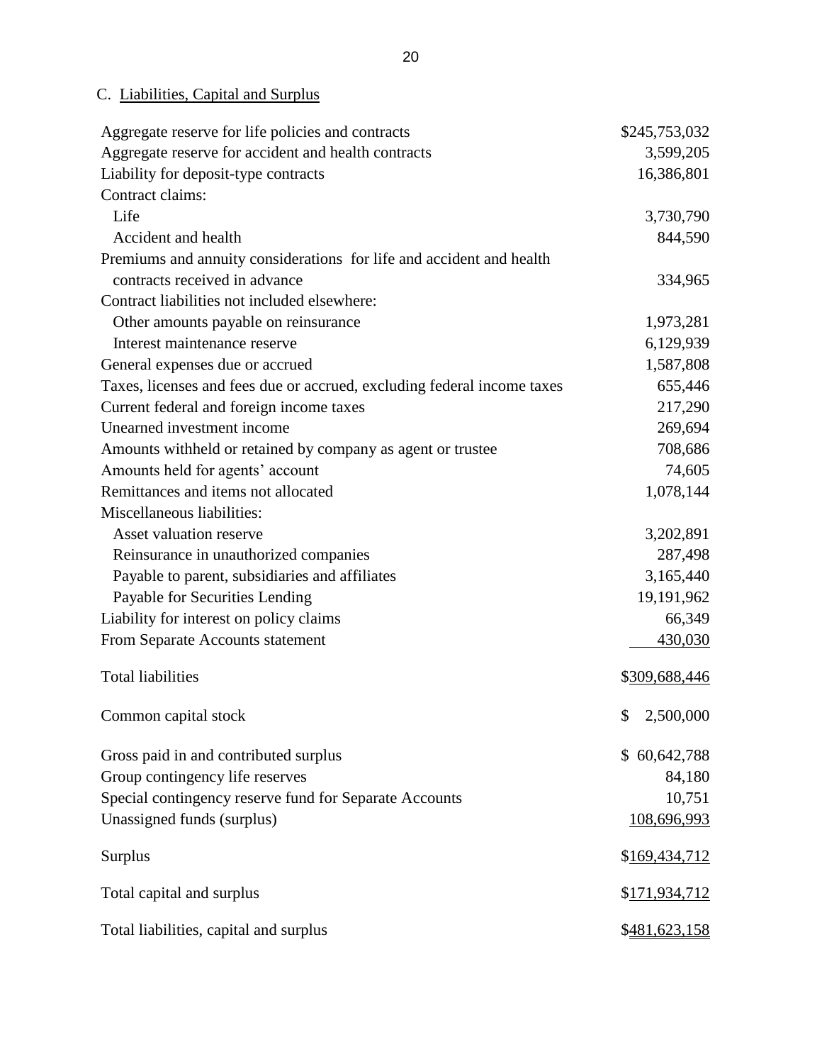C. Liabilities, Capital and Surplus

| | |
|---|---|
| Aggregate reserve for life policies and contracts | $245,753,032 |
| Aggregate reserve for accident and health contracts | 3,599,205 |
| Liability for deposit-type contracts | 16,386,801 |
| Contract claims: | |
| Life | 3,730,790 |
| Accident and health | 844,590 |
| Premiums and annuity considerations for life and accident and health contracts received in advance | 334,965 |
| Contract liabilities not included elsewhere: | |
| Other amounts payable on reinsurance | 1,973,281 |
| Interest maintenance reserve | 6,129,939 |
| General expenses due or accrued | 1,587,808 |
| Taxes, licenses and fees due or accrued, excluding federal income taxes | 655,446 |
| Current federal and foreign income taxes | 217,290 |
| Unearned investment income | 269,694 |
| Amounts withheld or retained by company as agent or trustee | 708,686 |
| Amounts held for agents' account | 74,605 |
| Remittances and items not allocated | 1,078,144 |
| Miscellaneous liabilities: | |
| Asset valuation reserve | 3,202,891 |
| Reinsurance in unauthorized companies | 287,498 |
| Payable to parent, subsidiaries and affiliates | 3,165,440 |
| Payable for Securities Lending | 19,191,962 |
| Liability for interest on policy claims | 66,349 |
| From Separate Accounts statement | 430,030 |
| Total liabilities | $309,688,446 |
| Common capital stock | $ 2,500,000 |
| Gross paid in and contributed surplus | $ 60,642,788 |
| Group contingency life reserves | 84,180 |
| Special contingency reserve fund for Separate Accounts | 10,751 |
| Unassigned funds (surplus) | 108,696,993 |
| Surplus | $169,434,712 |
| Total capital and surplus | $171,934,712 |
| Total liabilities, capital and surplus | $481,623,158 |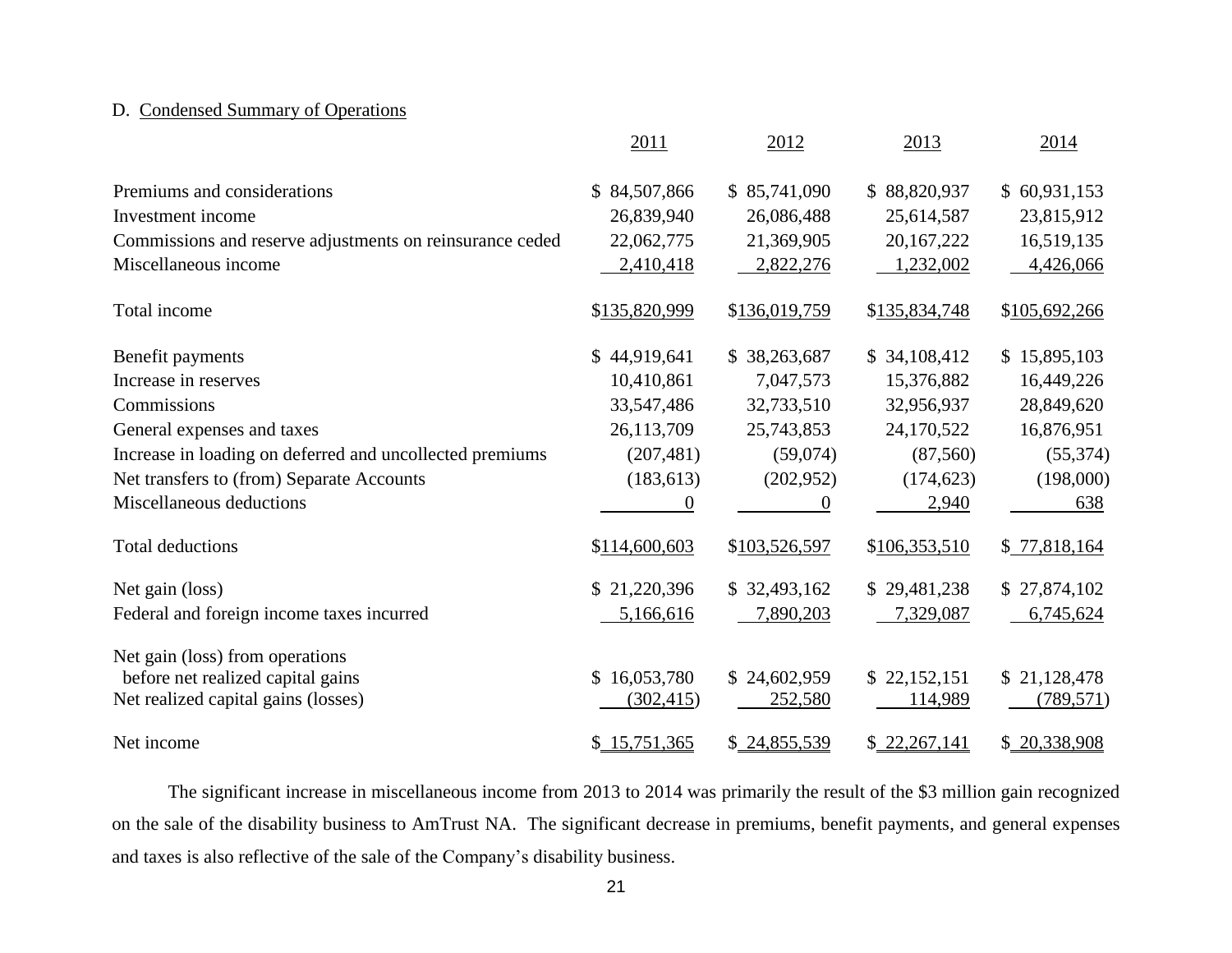D. Condensed Summary of Operations

| | 2011 | 2012 | 2013 | 2014 |
|---|---|---|---|---|
| Premiums and considerations | $ 84,507,866 | $ 85,741,090 | $ 88,820,937 | $ 60,931,153 |
| Investment income | 26,839,940 | 26,086,488 | 25,614,587 | 23,815,912 |
| Commissions and reserve adjustments on reinsurance ceded | 22,062,775 | 21,369,905 | 20,167,222 | 16,519,135 |
| Miscellaneous income | 2,410,418 | 2,822,276 | 1,232,002 | 4,426,066 |
| Total income | $135,820,999 | $136,019,759 | $135,834,748 | $105,692,266 |
| Benefit payments | $ 44,919,641 | $ 38,263,687 | $ 34,108,412 | $ 15,895,103 |
| Increase in reserves | 10,410,861 | 7,047,573 | 15,376,882 | 16,449,226 |
| Commissions | 33,547,486 | 32,733,510 | 32,956,937 | 28,849,620 |
| General expenses and taxes | 26,113,709 | 25,743,853 | 24,170,522 | 16,876,951 |
| Increase in loading on deferred and uncollected premiums | (207,481) | (59,074) | (87,560) | (55,374) |
| Net transfers to (from) Separate Accounts | (183,613) | (202,952) | (174,623) | (198,000) |
| Miscellaneous deductions | 0 | 0 | 2,940 | 638 |
| Total deductions | $114,600,603 | $103,526,597 | $106,353,510 | $ 77,818,164 |
| Net gain (loss) | $ 21,220,396 | $ 32,493,162 | $ 29,481,238 | $ 27,874,102 |
| Federal and foreign income taxes incurred | 5,166,616 | 7,890,203 | 7,329,087 | 6,745,624 |
| Net gain (loss) from operations before net realized capital gains | $ 16,053,780 | $ 24,602,959 | $ 22,152,151 | $ 21,128,478 |
| Net realized capital gains (losses) | (302,415) | 252,580 | 114,989 | (789,571) |
| Net income | $ 15,751,365 | $ 24,855,539 | $ 22,267,141 | $ 20,338,908 |

The significant increase in miscellaneous income from 2013 to 2014 was primarily the result of the $3 million gain recognized on the sale of the disability business to AmTrust NA. The significant decrease in premiums, benefit payments, and general expenses and taxes is also reflective of the sale of the Company's disability business.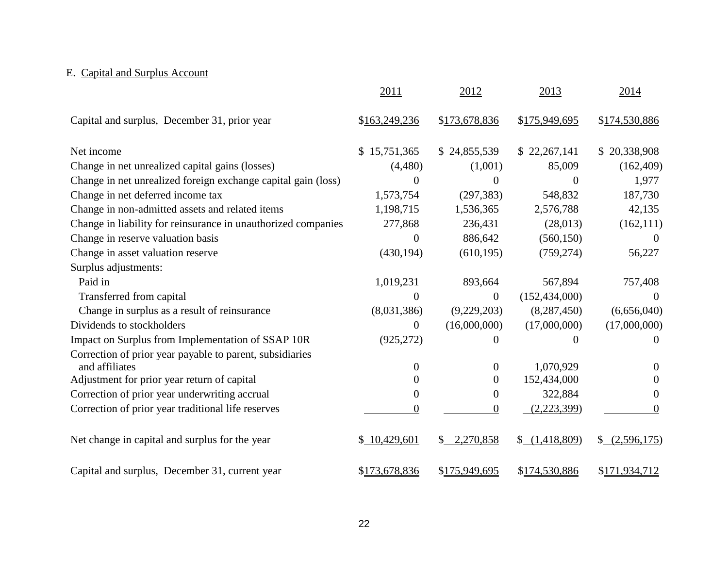E. Capital and Surplus Account

| | 2011 | 2012 | 2013 | 2014 |
|---|---|---|---|---|
| Capital and surplus, December 31, prior year | $163,249,236 | $173,678,836 | $175,949,695 | $174,530,886 |
| Net income | $ 15,751,365 | $ 24,855,539 | $ 22,267,141 | $ 20,338,908 |
| Change in net unrealized capital gains (losses) | (4,480) | (1,001) | 85,009 | (162,409) |
| Change in net unrealized foreign exchange capital gain (loss) | 0 | 0 | 0 | 1,977 |
| Change in net deferred income tax | 1,573,754 | (297,383) | 548,832 | 187,730 |
| Change in non-admitted assets and related items | 1,198,715 | 1,536,365 | 2,576,788 | 42,135 |
| Change in liability for reinsurance in unauthorized companies | 277,868 | 236,431 | (28,013) | (162,111) |
| Change in reserve valuation basis | 0 | 886,642 | (560,150) | 0 |
| Change in asset valuation reserve | (430,194) | (610,195) | (759,274) | 56,227 |
| Surplus adjustments: | | | | |
| Paid in | 1,019,231 | 893,664 | 567,894 | 757,408 |
| Transferred from capital | 0 | 0 | (152,434,000) | 0 |
| Change in surplus as a result of reinsurance | (8,031,386) | (9,229,203) | (8,287,450) | (6,656,040) |
| Dividends to stockholders | 0 | (16,000,000) | (17,000,000) | (17,000,000) |
| Impact on Surplus from Implementation of SSAP 10R | (925,272) | 0 | 0 | 0 |
| Correction of prior year payable to parent, subsidiaries and affiliates | 0 | 0 | 1,070,929 | 0 |
| Adjustment for prior year return of capital | 0 | 0 | 152,434,000 | 0 |
| Correction of prior year underwriting accrual | 0 | 0 | 322,884 | 0 |
| Correction of prior year traditional life reserves | 0 | 0 | (2,223,399) | 0 |
| Net change in capital and surplus for the year | $ 10,429,601 | $ 2,270,858 | $ (1,418,809) | $ (2,596,175) |
| Capital and surplus, December 31, current year | $173,678,836 | $175,949,695 | $174,530,886 | $171,934,712 |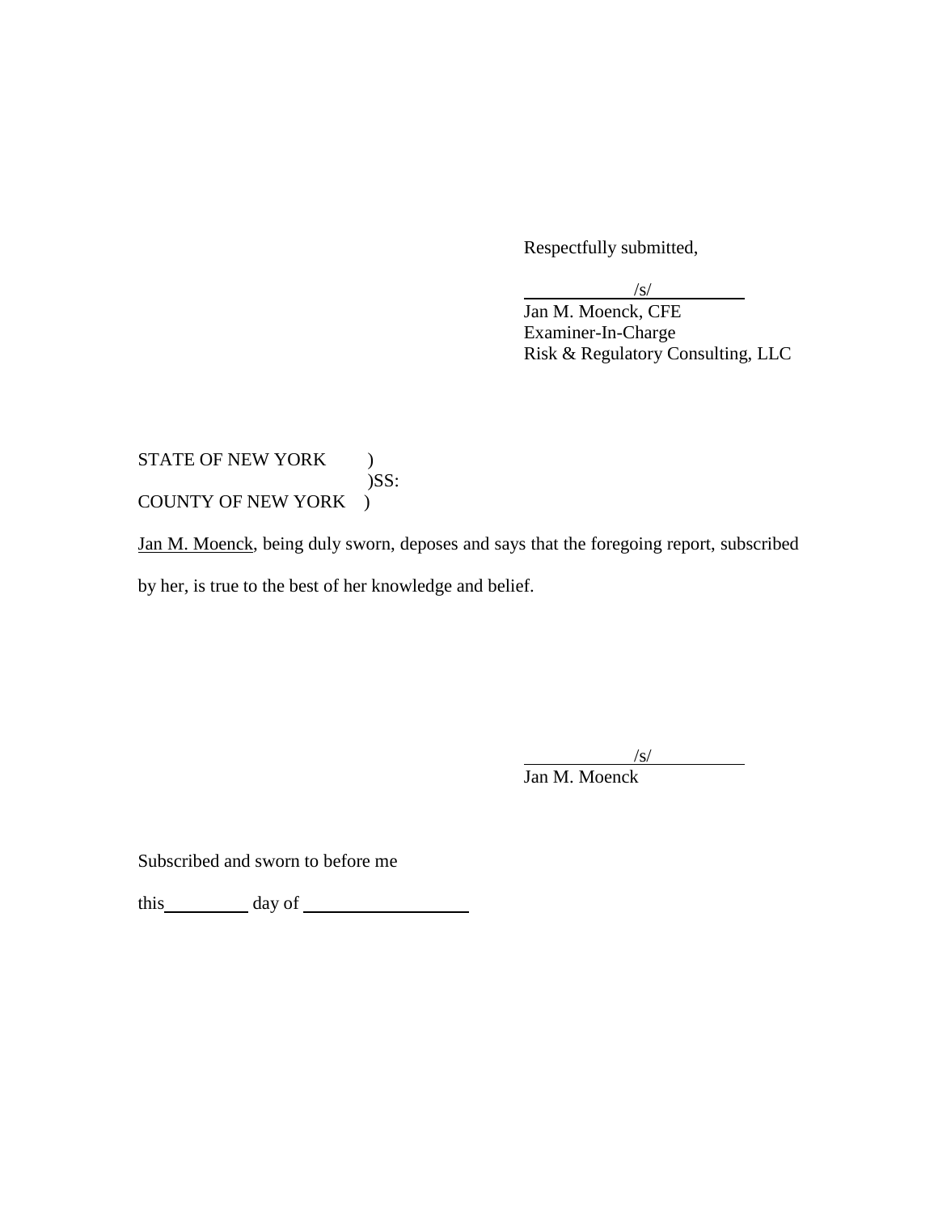Respectfully submitted,

/s/
Jan M. Moenck, CFE
Examiner-In-Charge
Risk & Regulatory Consulting, LLC

STATE OF NEW YORK )
)SS:
COUNTY OF NEW YORK )

Jan M. Moenck, being duly sworn, deposes and says that the foregoing report, subscribed by her, is true to the best of her knowledge and belief.

/s/
Jan M. Moenck

Subscribed and sworn to before me

this __________ day of ____________________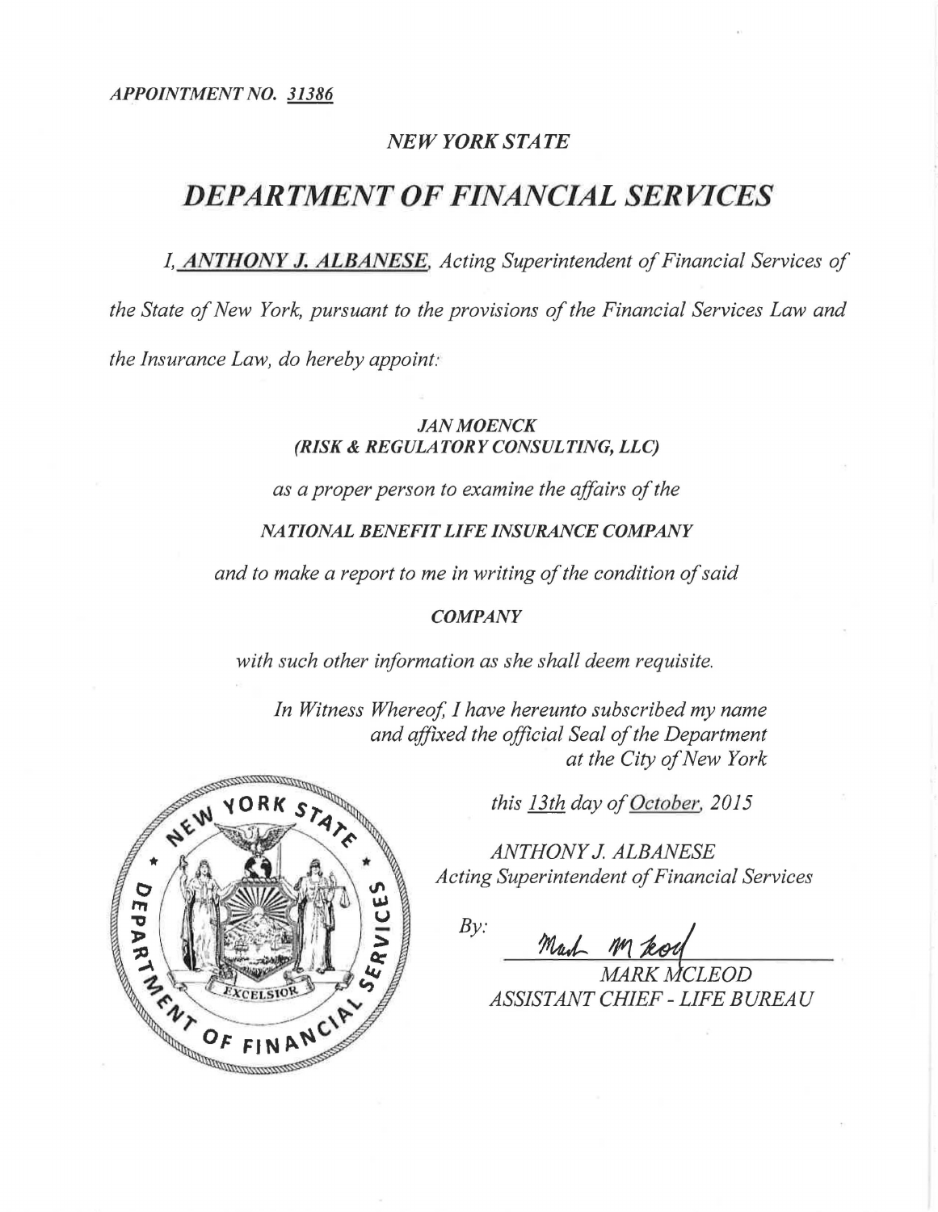*APPOINTMENT NO. 31386*

*NEW YORK STATE*

# *DEPARTMENT OF FINANCIAL SERVICES*

*I, ANTHONY J. ALBANESE, Acting Superintendent of Financial Services of the State of New York, pursuant to the provisions of the Financial Services Law and the Insurance Law, do hereby appoint:*

*JAN MOENCK*
*(RISK & REGULATORY CONSULTING, LLC)*

*as a proper person to examine the affairs of the*

*NATIONAL BENEFIT LIFE INSURANCE COMPANY*

*and to make a report to me in writing of the condition of said*

*COMPANY*

*with such other information as she shall deem requisite.*

*In Witness Whereof, I have hereunto subscribed my name and affixed the official Seal of the Department at the City of New York*

*this 13th day of October, 2015*

*ANTHONY J. ALBANESE*
*Acting Superintendent of Financial Services*

*By:*

*MARK MCLEOD*
*ASSISTANT CHIEF - LIFE BUREAU*

NEW YORK STATE DEPARTMENT OF FINANCIAL SERVICES
EXCELSIOR